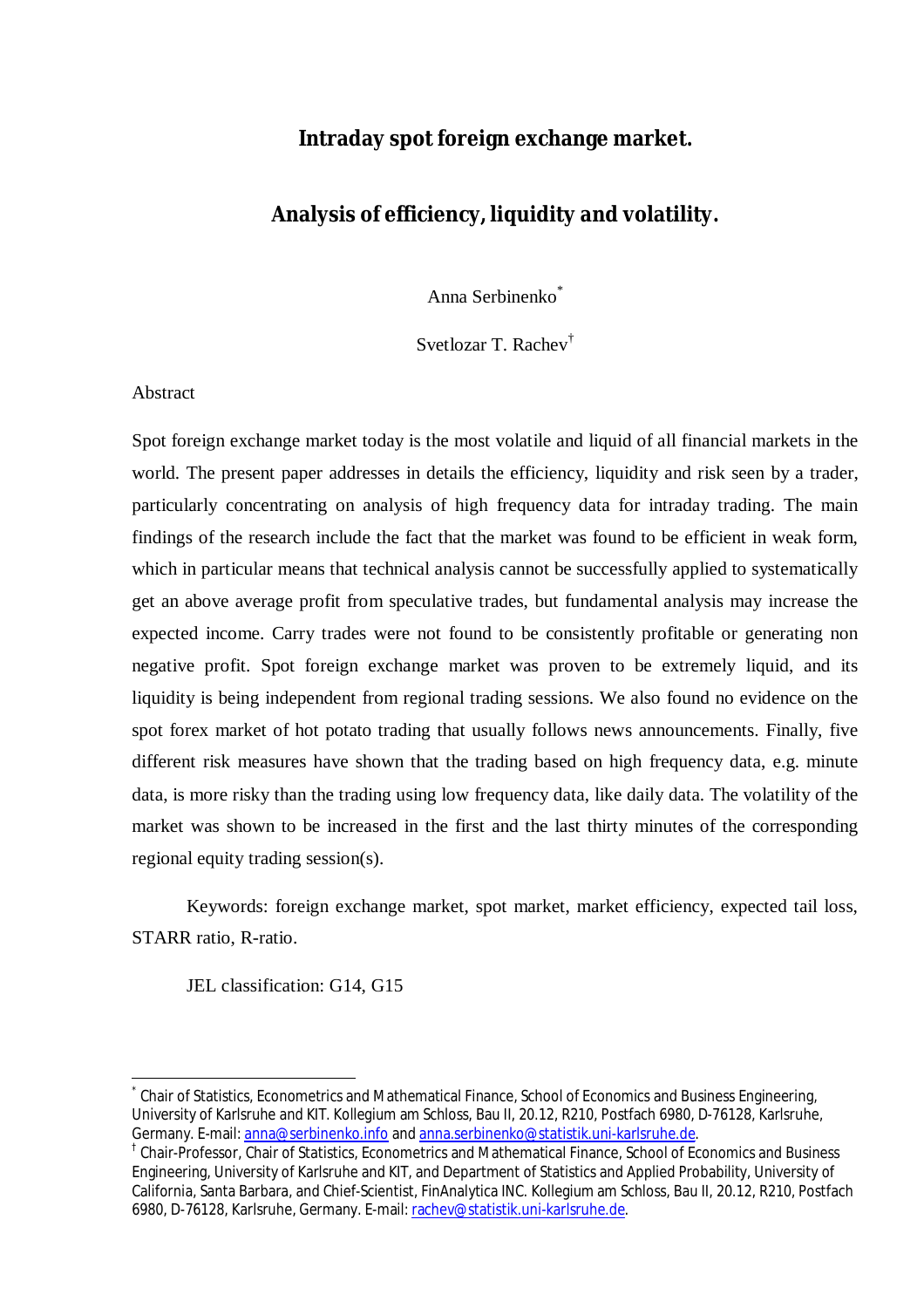# Intraday spot foreign exchange market.

# Analysis of efficiency, liquidity and volatility.

Anna Serbinenko[*]

Svetlozar T. Rachev[†]

Abstract

Spot foreign exchange market today is the most volatile and liquid of all financial markets in the world. The present paper addresses in details the efficiency, liquidity and risk seen by a trader, particularly concentrating on analysis of high frequency data for intraday trading. The main findings of the research include the fact that the market was found to be efficient in weak form, which in particular means that technical analysis cannot be successfully applied to systematically get an above average profit from speculative trades, but fundamental analysis may increase the expected income. Carry trades were not found to be consistently profitable or generating non negative profit. Spot foreign exchange market was proven to be extremely liquid, and its liquidity is being independent from regional trading sessions. We also found no evidence on the spot forex market of hot potato trading that usually follows news announcements. Finally, five different risk measures have shown that the trading based on high frequency data, e.g. minute data, is more risky than the trading using low frequency data, like daily data. The volatility of the market was shown to be increased in the first and the last thirty minutes of the corresponding regional equity trading session(s).

Keywords: foreign exchange market, spot market, market efficiency, expected tail loss, STARR ratio, R-ratio.

JEL classification: G14, G15

---

[*] Chair of Statistics, Econometrics and Mathematical Finance, School of Economics and Business Engineering, University of Karlsruhe and KIT. Kollegium am Schloss, Bau II, 20.12, R210, Postfach 6980, D-76128, Karlsruhe, Germany. E-mail: anna@serbinenko.info and anna.serbinenko@statistik.uni-karlsruhe.de.

[†] Chair-Professor, Chair of Statistics, Econometrics and Mathematical Finance, School of Economics and Business Engineering, University of Karlsruhe and KIT, and Department of Statistics and Applied Probability, University of California, Santa Barbara, and Chief-Scientist, FinAnalytica INC. Kollegium am Schloss, Bau II, 20.12, R210, Postfach 6980, D-76128, Karlsruhe, Germany. E-mail: rachev@statistik.uni-karlsruhe.de.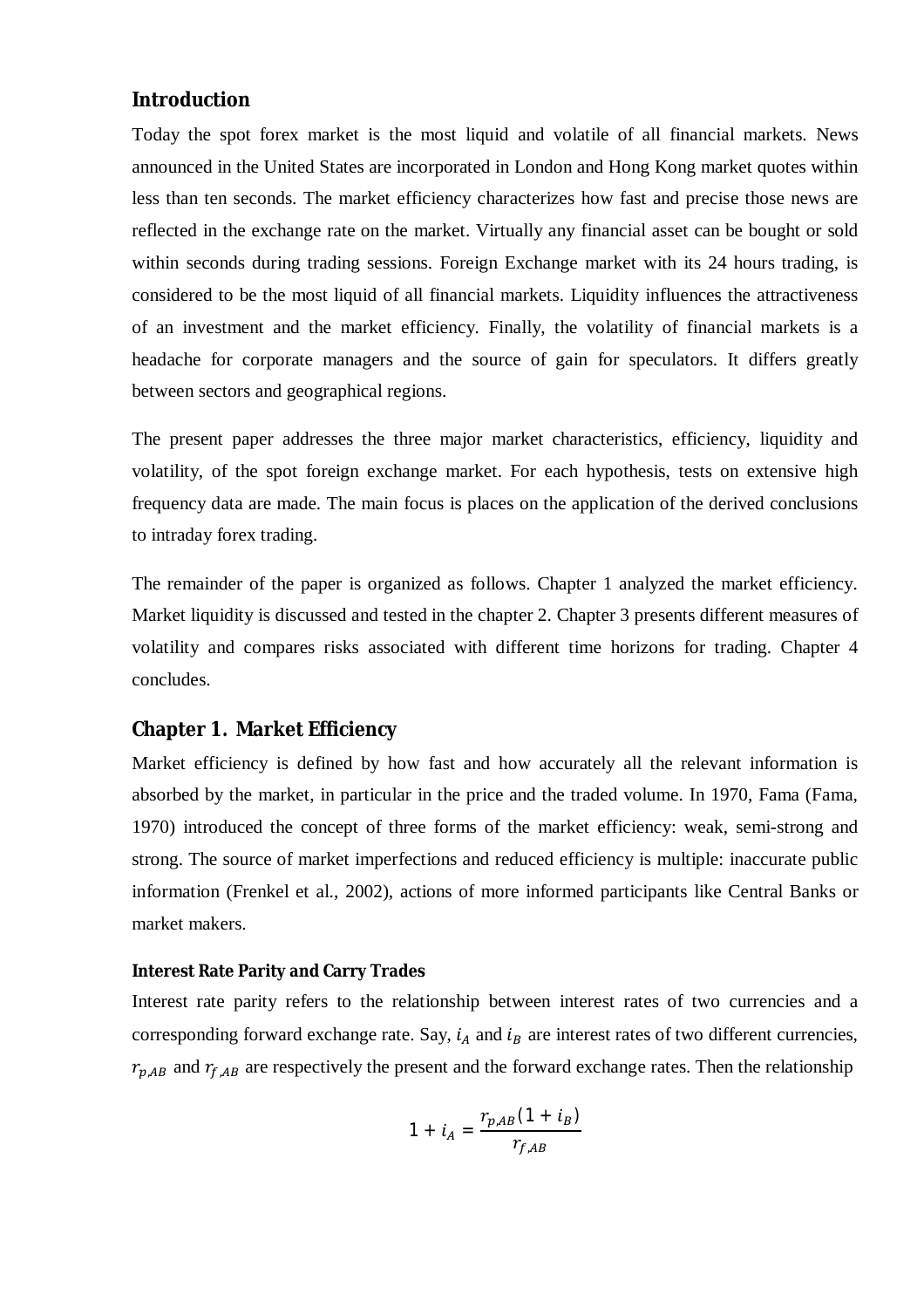## Introduction

Today the spot forex market is the most liquid and volatile of all financial markets. News announced in the United States are incorporated in London and Hong Kong market quotes within less than ten seconds. The market efficiency characterizes how fast and precise those news are reflected in the exchange rate on the market. Virtually any financial asset can be bought or sold within seconds during trading sessions. Foreign Exchange market with its 24 hours trading, is considered to be the most liquid of all financial markets. Liquidity influences the attractiveness of an investment and the market efficiency. Finally, the volatility of financial markets is a headache for corporate managers and the source of gain for speculators. It differs greatly between sectors and geographical regions.

The present paper addresses the three major market characteristics, efficiency, liquidity and volatility, of the spot foreign exchange market. For each hypothesis, tests on extensive high frequency data are made. The main focus is places on the application of the derived conclusions to intraday forex trading.

The remainder of the paper is organized as follows. Chapter 1 analyzed the market efficiency. Market liquidity is discussed and tested in the chapter 2. Chapter 3 presents different measures of volatility and compares risks associated with different time horizons for trading. Chapter 4 concludes.

## Chapter 1. Market Efficiency

Market efficiency is defined by how fast and how accurately all the relevant information is absorbed by the market, in particular in the price and the traded volume. In 1970, Fama (Fama, 1970) introduced the concept of three forms of the market efficiency: weak, semi-strong and strong. The source of market imperfections and reduced efficiency is multiple: inaccurate public information (Frenkel et al., 2002), actions of more informed participants like Central Banks or market makers.

### Interest Rate Parity and Carry Trades

Interest rate parity refers to the relationship between interest rates of two currencies and a corresponding forward exchange rate. Say, $i_A$ and $i_B$ are interest rates of two different currencies, $r_{p,AB}$ and $r_{f,AB}$ are respectively the present and the forward exchange rates. Then the relationship

$$1 + i_A = \frac{r_{p,AB}(1 + i_B)}{r_{f,AB}}$$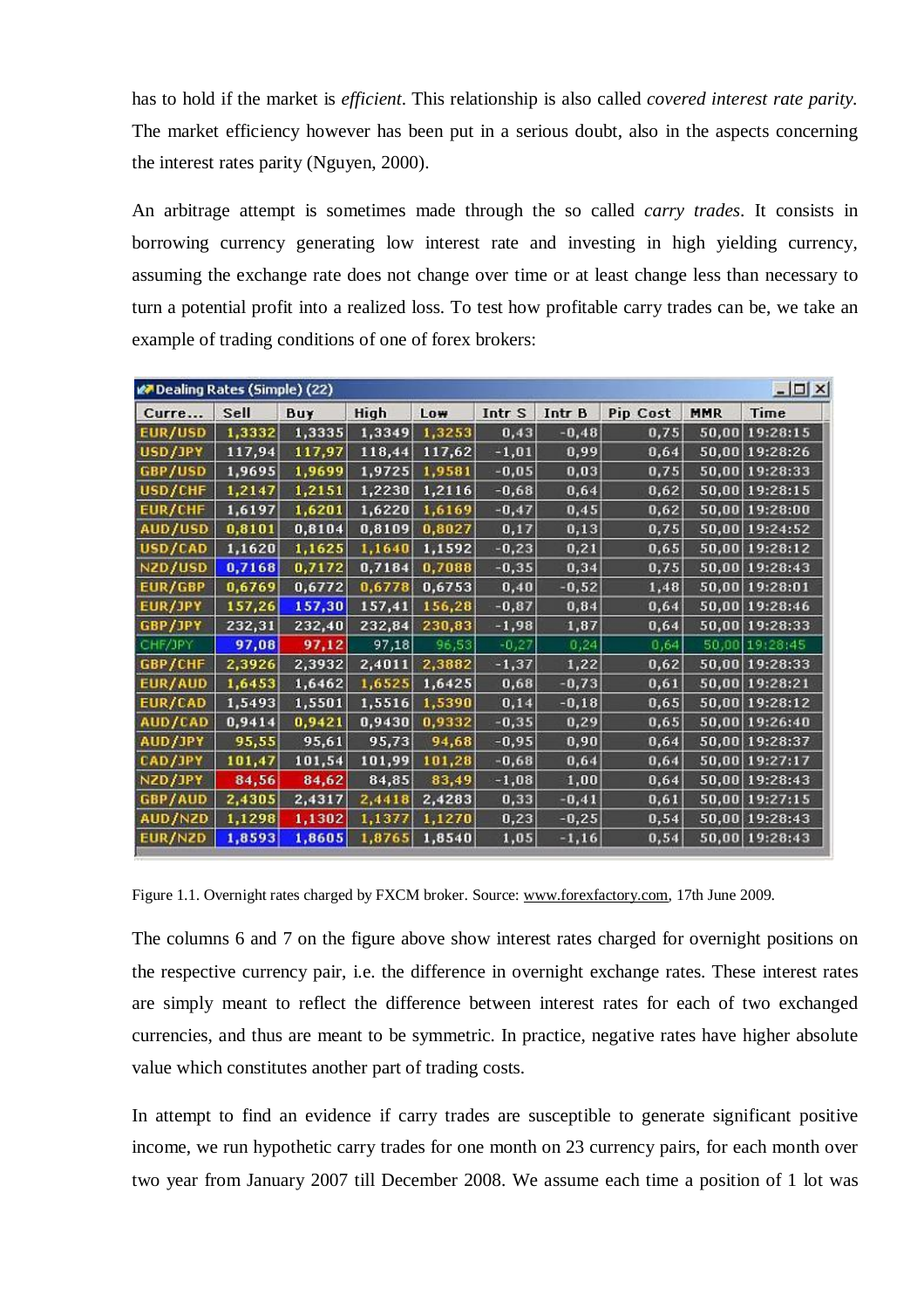has to hold if the market is *efficient*. This relationship is also called *covered interest rate parity*. The market efficiency however has been put in a serious doubt, also in the aspects concerning the interest rates parity (Nguyen, 2000).

An arbitrage attempt is sometimes made through the so called *carry trades*. It consists in borrowing currency generating low interest rate and investing in high yielding currency, assuming the exchange rate does not change over time or at least change less than necessary to turn a potential profit into a realized loss. To test how profitable carry trades can be, we take an example of trading conditions of one of forex brokers:

Dealing Rates (Simple) (22)

| Curre... | Sell | Buy | High | Low | Intr S | Intr B | Pip Cost | MMR | Time |
|---|---|---|---|---|---|---|---|---|---|
| EUR/USD | 1,3332 | 1,3335 | 1,3349 | 1,3253 | 0,43 | -0,48 | 0,75 | 50,00 | 19:28:15 |
| USD/JPY | 117,94 | 117,97 | 118,44 | 117,62 | -1,01 | 0,99 | 0,64 | 50,00 | 19:28:26 |
| GBP/USD | 1,9695 | 1,9699 | 1,9725 | 1,9581 | -0,05 | 0,03 | 0,75 | 50,00 | 19:28:33 |
| USD/CHF | 1,2147 | 1,2151 | 1,2230 | 1,2116 | -0,68 | 0,64 | 0,62 | 50,00 | 19:28:15 |
| EUR/CHF | 1,6197 | 1,6201 | 1,6220 | 1,6169 | -0,47 | 0,45 | 0,62 | 50,00 | 19:28:00 |
| AUD/USD | 0,8101 | 0,8104 | 0,8109 | 0,8027 | 0,17 | 0,13 | 0,75 | 50,00 | 19:24:52 |
| USD/CAD | 1,1620 | 1,1625 | 1,1640 | 1,1592 | -0,23 | 0,21 | 0,65 | 50,00 | 19:28:12 |
| NZD/USD | 0,7168 | 0,7172 | 0,7184 | 0,7088 | -0,35 | 0,34 | 0,75 | 50,00 | 19:28:43 |
| EUR/GBP | 0,6769 | 0,6772 | 0,6778 | 0,6753 | 0,40 | -0,52 | 1,48 | 50,00 | 19:28:01 |
| EUR/JPY | 157,26 | 157,30 | 157,41 | 156,28 | -0,87 | 0,84 | 0,64 | 50,00 | 19:28:46 |
| GBP/JPY | 232,31 | 232,40 | 232,84 | 230,83 | -1,98 | 1,87 | 0,64 | 50,00 | 19:28:33 |
| CHF/JPY | 97,08 | 97,12 | 97,18 | 96,53 | -0,27 | 0,24 | 0,64 | 50,00 | 19:28:45 |
| GBP/CHF | 2,3926 | 2,3932 | 2,4011 | 2,3882 | -1,37 | 1,22 | 0,62 | 50,00 | 19:28:33 |
| EUR/AUD | 1,6453 | 1,6462 | 1,6525 | 1,6425 | 0,68 | -0,73 | 0,61 | 50,00 | 19:28:21 |
| EUR/CAD | 1,5493 | 1,5501 | 1,5516 | 1,5390 | 0,14 | -0,18 | 0,65 | 50,00 | 19:28:12 |
| AUD/CAD | 0,9414 | 0,9421 | 0,9430 | 0,9332 | -0,35 | 0,29 | 0,65 | 50,00 | 19:26:40 |
| AUD/JPY | 95,55 | 95,61 | 95,73 | 94,68 | -0,95 | 0,90 | 0,64 | 50,00 | 19:28:37 |
| CAD/JPY | 101,47 | 101,54 | 101,99 | 101,28 | -0,68 | 0,64 | 0,64 | 50,00 | 19:27:17 |
| NZD/JPY | 84,56 | 84,62 | 84,85 | 83,49 | -1,08 | 1,00 | 0,64 | 50,00 | 19:28:43 |
| GBP/AUD | 2,4305 | 2,4317 | 2,4418 | 2,4283 | 0,33 | -0,41 | 0,61 | 50,00 | 19:27:15 |
| AUD/NZD | 1,1298 | 1,1302 | 1,1377 | 1,1270 | 0,23 | -0,25 | 0,54 | 50,00 | 19:28:43 |
| EUR/NZD | 1,8593 | 1,8605 | 1,8765 | 1,8540 | 1,05 | -1,16 | 0,54 | 50,00 | 19:28:43 |

Figure 1.1. Overnight rates charged by FXCM broker. Source: www.forexfactory.com, 17th June 2009.

The columns 6 and 7 on the figure above show interest rates charged for overnight positions on the respective currency pair, i.e. the difference in overnight exchange rates. These interest rates are simply meant to reflect the difference between interest rates for each of two exchanged currencies, and thus are meant to be symmetric. In practice, negative rates have higher absolute value which constitutes another part of trading costs.

In attempt to find an evidence if carry trades are susceptible to generate significant positive income, we run hypothetic carry trades for one month on 23 currency pairs, for each month over two year from January 2007 till December 2008. We assume each time a position of 1 lot was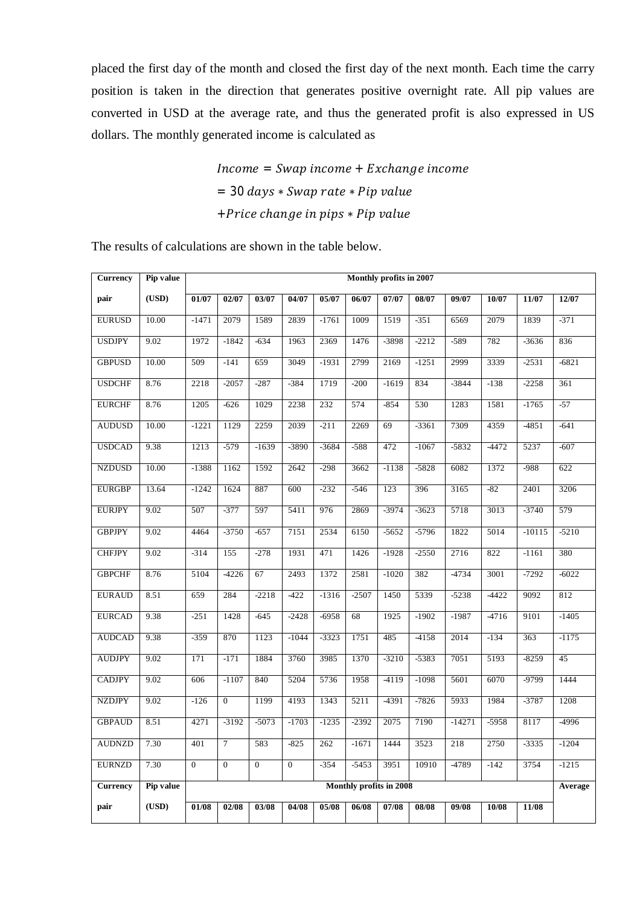placed the first day of the month and closed the first day of the next month. Each time the carry position is taken in the direction that generates positive overnight rate. All pip values are converted in USD at the average rate, and thus the generated profit is also expressed in US dollars. The monthly generated income is calculated as

$$Income = Swap\ income + Exchange\ income$$
$$= 30\ days * Swap\ rate * Pip\ value$$
$$+ Price\ change\ in\ pips * Pip\ value$$

The results of calculations are shown in the table below.

| Currency pair | Pip value (USD) | Monthly profits in 2007 | | | | | | | | | | | |
|---|---|---|---|---|---|---|---|---|---|---|---|---|---|
| | | 01/07 | 02/07 | 03/07 | 04/07 | 05/07 | 06/07 | 07/07 | 08/07 | 09/07 | 10/07 | 11/07 | 12/07 |
| EURUSD | 10.00 | -1471 | 2079 | 1589 | 2839 | -1761 | 1009 | 1519 | -351 | 6569 | 2079 | 1839 | -371 |
| USDJPY | 9.02 | 1972 | -1842 | -634 | 1963 | 2369 | 1476 | -3898 | -2212 | -589 | 782 | -3636 | 836 |
| GBPUSD | 10.00 | 509 | -141 | 659 | 3049 | -1931 | 2799 | 2169 | -1251 | 2999 | 3339 | -2531 | -6821 |
| USDCHF | 8.76 | 2218 | -2057 | -287 | -384 | 1719 | -200 | -1619 | 834 | -3844 | -138 | -2258 | 361 |
| EURCHF | 8.76 | 1205 | -626 | 1029 | 2238 | 232 | 574 | -854 | 530 | 1283 | 1581 | -1765 | -57 |
| AUDUSD | 10.00 | -1221 | 1129 | 2259 | 2039 | -211 | 2269 | 69 | -3361 | 7309 | 4359 | -4851 | -641 |
| USDCAD | 9.38 | 1213 | -579 | -1639 | -3890 | -3684 | -588 | 472 | -1067 | -5832 | -4472 | 5237 | -607 |
| NZDUSD | 10.00 | -1388 | 1162 | 1592 | 2642 | -298 | 3662 | -1138 | -5828 | 6082 | 1372 | -988 | 622 |
| EURGBP | 13.64 | -1242 | 1624 | 887 | 600 | -232 | -546 | 123 | 396 | 3165 | -82 | 2401 | 3206 |
| EURJPY | 9.02 | 507 | -377 | 597 | 5411 | 976 | 2869 | -3974 | -3623 | 5718 | 3013 | -3740 | 579 |
| GBPJPY | 9.02 | 4464 | -3750 | -657 | 7151 | 2534 | 6150 | -5652 | -5796 | 1822 | 5014 | -10115 | -5210 |
| CHFJPY | 9.02 | -314 | 155 | -278 | 1931 | 471 | 1426 | -1928 | -2550 | 2716 | 822 | -1161 | 380 |
| GBPCHF | 8.76 | 5104 | -4226 | 67 | 2493 | 1372 | 2581 | -1020 | 382 | -4734 | 3001 | -7292 | -6022 |
| EURAUD | 8.51 | 659 | 284 | -2218 | -422 | -1316 | -2507 | 1450 | 5339 | -5238 | -4422 | 9092 | 812 |
| EURCAD | 9.38 | -251 | 1428 | -645 | -2428 | -6958 | 68 | 1925 | -1902 | -1987 | -4716 | 9101 | -1405 |
| AUDCAD | 9.38 | -359 | 870 | 1123 | -1044 | -3323 | 1751 | 485 | -4158 | 2014 | -134 | 363 | -1175 |
| AUDJPY | 9.02 | 171 | -171 | 1884 | 3760 | 3985 | 1370 | -3210 | -5383 | 7051 | 5193 | -8259 | 45 |
| CADJPY | 9.02 | 606 | -1107 | 840 | 5204 | 5736 | 1958 | -4119 | -1098 | 5601 | 6070 | -9799 | 1444 |
| NZDJPY | 9.02 | -126 | 0 | 1199 | 4193 | 1343 | 5211 | -4391 | -7826 | 5933 | 1984 | -3787 | 1208 |
| GBPAUD | 8.51 | 4271 | -3192 | -5073 | -1703 | -1235 | -2392 | 2075 | 7190 | -14271 | -5958 | 8117 | -4996 |
| AUDNZD | 7.30 | 401 | 7 | 583 | -825 | 262 | -1671 | 1444 | 3523 | 218 | 2750 | -3335 | -1204 |
| EURNZD | 7.30 | 0 | 0 | 0 | 0 | -354 | -5453 | 3951 | 10910 | -4789 | -142 | 3754 | -1215 |
| **Currency pair** | **Pip value (USD)** | **Monthly profits in 2008** | | | | | | | | | | | **Average** |
| | | **01/08** | **02/08** | **03/08** | **04/08** | **05/08** | **06/08** | **07/08** | **08/08** | **09/08** | **10/08** | **11/08** | |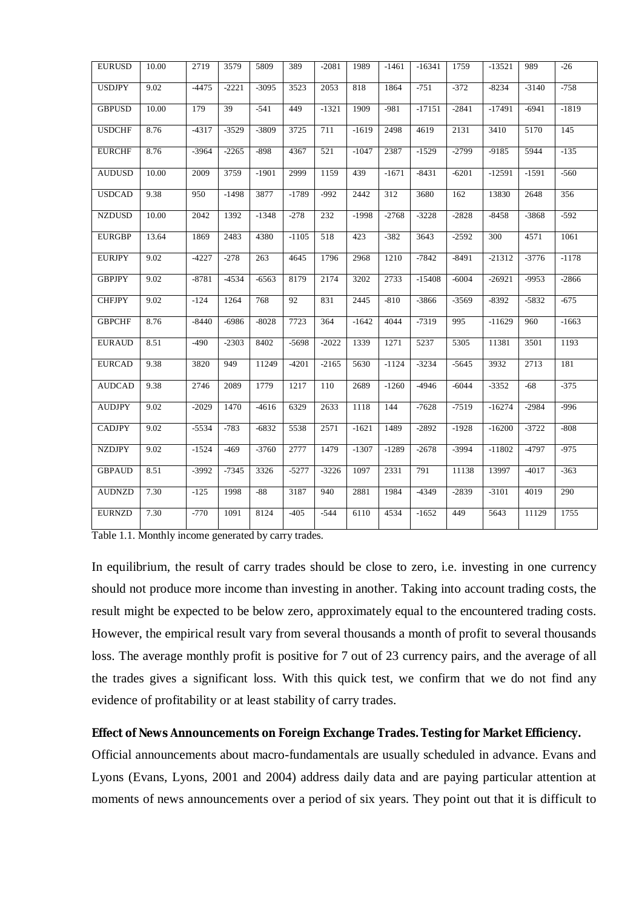| EURUSD | 10.00 | 2719 | 3579 | 5809 | 389 | -2081 | 1989 | -1461 | -16341 | 1759 | -13521 | 989 | -26 |
|---|---|---|---|---|---|---|---|---|---|---|---|---|---|
| USDJPY | 9.02 | -4475 | -2221 | -3095 | 3523 | 2053 | 818 | 1864 | -751 | -372 | -8234 | -3140 | -758 |
| GBPUSD | 10.00 | 179 | 39 | -541 | 449 | -1321 | 1909 | -981 | -17151 | -2841 | -17491 | -6941 | -1819 |
| USDCHF | 8.76 | -4317 | -3529 | -3809 | 3725 | 711 | -1619 | 2498 | 4619 | 2131 | 3410 | 5170 | 145 |
| EURCHF | 8.76 | -3964 | -2265 | -898 | 4367 | 521 | -1047 | 2387 | -1529 | -2799 | -9185 | 5944 | -135 |
| AUDUSD | 10.00 | 2009 | 3759 | -1901 | 2999 | 1159 | 439 | -1671 | -8431 | -6201 | -12591 | -1591 | -560 |
| USDCAD | 9.38 | 950 | -1498 | 3877 | -1789 | -992 | 2442 | 312 | 3680 | 162 | 13830 | 2648 | 356 |
| NZDUSD | 10.00 | 2042 | 1392 | -1348 | -278 | 232 | -1998 | -2768 | -3228 | -2828 | -8458 | -3868 | -592 |
| EURGBP | 13.64 | 1869 | 2483 | 4380 | -1105 | 518 | 423 | -382 | 3643 | -2592 | 300 | 4571 | 1061 |
| EURJPY | 9.02 | -4227 | -278 | 263 | 4645 | 1796 | 2968 | 1210 | -7842 | -8491 | -21312 | -3776 | -1178 |
| GBPJPY | 9.02 | -8781 | -4534 | -6563 | 8179 | 2174 | 3202 | 2733 | -15408 | -6004 | -26921 | -9953 | -2866 |
| CHFJPY | 9.02 | -124 | 1264 | 768 | 92 | 831 | 2445 | -810 | -3866 | -3569 | -8392 | -5832 | -675 |
| GBPCHF | 8.76 | -8440 | -6986 | -8028 | 7723 | 364 | -1642 | 4044 | -7319 | 995 | -11629 | 960 | -1663 |
| EURAUD | 8.51 | -490 | -2303 | 8402 | -5698 | -2022 | 1339 | 1271 | 5237 | 5305 | 11381 | 3501 | 1193 |
| EURCAD | 9.38 | 3820 | 949 | 11249 | -4201 | -2165 | 5630 | -1124 | -3234 | -5645 | 3932 | 2713 | 181 |
| AUDCAD | 9.38 | 2746 | 2089 | 1779 | 1217 | 110 | 2689 | -1260 | -4946 | -6044 | -3352 | -68 | -375 |
| AUDJPY | 9.02 | -2029 | 1470 | -4616 | 6329 | 2633 | 1118 | 144 | -7628 | -7519 | -16274 | -2984 | -996 |
| CADJPY | 9.02 | -5534 | -783 | -6832 | 5538 | 2571 | -1621 | 1489 | -2892 | -1928 | -16200 | -3722 | -808 |
| NZDJPY | 9.02 | -1524 | -469 | -3760 | 2777 | 1479 | -1307 | -1289 | -2678 | -3994 | -11802 | -4797 | -975 |
| GBPAUD | 8.51 | -3992 | -7345 | 3326 | -5277 | -3226 | 1097 | 2331 | 791 | 11138 | 13997 | -4017 | -363 |
| AUDNZD | 7.30 | -125 | 1998 | -88 | 3187 | 940 | 2881 | 1984 | -4349 | -2839 | -3101 | 4019 | 290 |
| EURNZD | 7.30 | -770 | 1091 | 8124 | -405 | -544 | 6110 | 4534 | -1652 | 449 | 5643 | 11129 | 1755 |

Table 1.1. Monthly income generated by carry trades.

In equilibrium, the result of carry trades should be close to zero, i.e. investing in one currency should not produce more income than investing in another. Taking into account trading costs, the result might be expected to be below zero, approximately equal to the encountered trading costs. However, the empirical result vary from several thousands a month of profit to several thousands loss. The average monthly profit is positive for 7 out of 23 currency pairs, and the average of all the trades gives a significant loss. With this quick test, we confirm that we do not find any evidence of profitability or at least stability of carry trades.

**Effect of News Announcements on Foreign Exchange Trades. Testing for Market Efficiency.**

Official announcements about macro-fundamentals are usually scheduled in advance. Evans and Lyons (Evans, Lyons, 2001 and 2004) address daily data and are paying particular attention at moments of news announcements over a period of six years. They point out that it is difficult to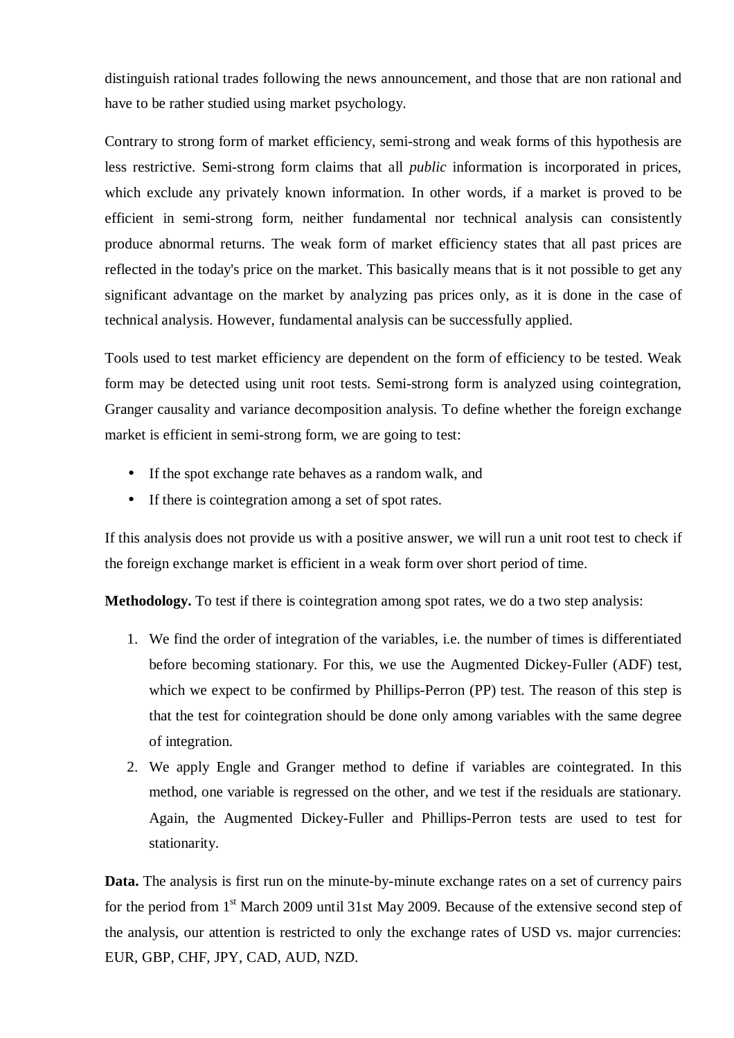distinguish rational trades following the news announcement, and those that are non rational and have to be rather studied using market psychology.

Contrary to strong form of market efficiency, semi-strong and weak forms of this hypothesis are less restrictive. Semi-strong form claims that all *public* information is incorporated in prices, which exclude any privately known information. In other words, if a market is proved to be efficient in semi-strong form, neither fundamental nor technical analysis can consistently produce abnormal returns. The weak form of market efficiency states that all past prices are reflected in the today's price on the market. This basically means that is it not possible to get any significant advantage on the market by analyzing pas prices only, as it is done in the case of technical analysis. However, fundamental analysis can be successfully applied.

Tools used to test market efficiency are dependent on the form of efficiency to be tested. Weak form may be detected using unit root tests. Semi-strong form is analyzed using cointegration, Granger causality and variance decomposition analysis. To define whether the foreign exchange market is efficient in semi-strong form, we are going to test:

- If the spot exchange rate behaves as a random walk, and
- If there is cointegration among a set of spot rates.

If this analysis does not provide us with a positive answer, we will run a unit root test to check if the foreign exchange market is efficient in a weak form over short period of time.

**Methodology.** To test if there is cointegration among spot rates, we do a two step analysis:

1. We find the order of integration of the variables, i.e. the number of times is differentiated before becoming stationary. For this, we use the Augmented Dickey-Fuller (ADF) test, which we expect to be confirmed by Phillips-Perron (PP) test. The reason of this step is that the test for cointegration should be done only among variables with the same degree of integration.
2. We apply Engle and Granger method to define if variables are cointegrated. In this method, one variable is regressed on the other, and we test if the residuals are stationary. Again, the Augmented Dickey-Fuller and Phillips-Perron tests are used to test for stationarity.

**Data.** The analysis is first run on the minute-by-minute exchange rates on a set of currency pairs for the period from 1st March 2009 until 31st May 2009. Because of the extensive second step of the analysis, our attention is restricted to only the exchange rates of USD vs. major currencies: EUR, GBP, CHF, JPY, CAD, AUD, NZD.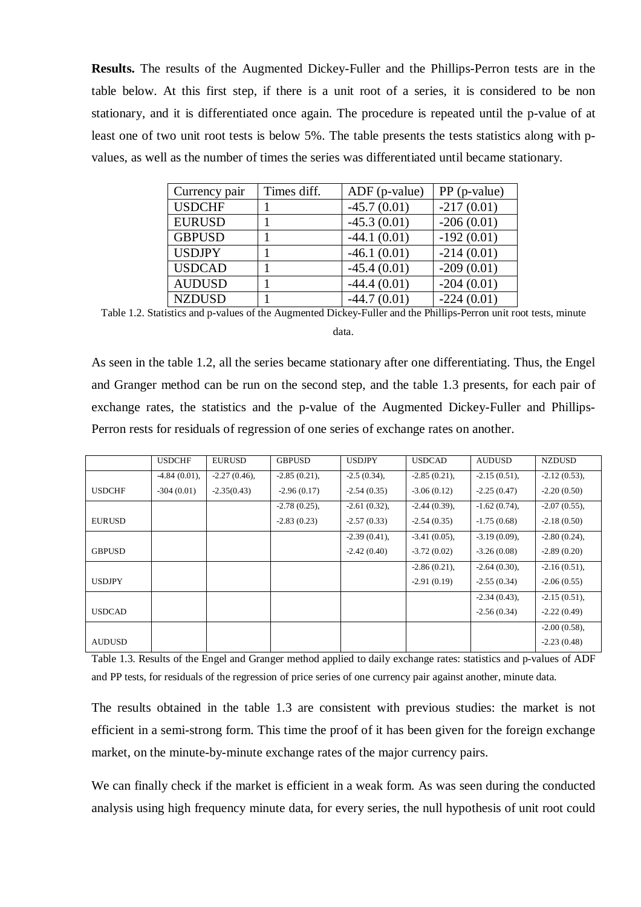**Results.** The results of the Augmented Dickey-Fuller and the Phillips-Perron tests are in the table below. At this first step, if there is a unit root of a series, it is considered to be non stationary, and it is differentiated once again. The procedure is repeated until the p-value of at least one of two unit root tests is below 5%. The table presents the tests statistics along with p-values, as well as the number of times the series was differentiated until became stationary.

| Currency pair | Times diff. | ADF (p-value) | PP (p-value) |
|---|---|---|---|
| USDCHF | 1 | -45.7 (0.01) | -217 (0.01) |
| EURUSD | 1 | -45.3 (0.01) | -206 (0.01) |
| GBPUSD | 1 | -44.1 (0.01) | -192 (0.01) |
| USDJPY | 1 | -46.1 (0.01) | -214 (0.01) |
| USDCAD | 1 | -45.4 (0.01) | -209 (0.01) |
| AUDUSD | 1 | -44.4 (0.01) | -204 (0.01) |
| NZDUSD | 1 | -44.7 (0.01) | -224 (0.01) |

Table 1.2. Statistics and p-values of the Augmented Dickey-Fuller and the Phillips-Perron unit root tests, minute data.

As seen in the table 1.2, all the series became stationary after one differentiating. Thus, the Engel and Granger method can be run on the second step, and the table 1.3 presents, for each pair of exchange rates, the statistics and the p-value of the Augmented Dickey-Fuller and Phillips-Perron rests for residuals of regression of one series of exchange rates on another.

| | USDCHF | EURUSD | GBPUSD | USDJPY | USDCAD | AUDUSD | NZDUSD |
|---|---|---|---|---|---|---|---|
| USDCHF | -4.84 (0.01), -304 (0.01) | -2.27 (0.46), -2.35(0.43) | -2.85 (0.21), -2.96 (0.17) | -2.5 (0.34), -2.54 (0.35) | -2.85 (0.21), -3.06 (0.12) | -2.15 (0.51), -2.25 (0.47) | -2.12 (0.53), -2.20 (0.50) |
| EURUSD | | | -2.78 (0.25), -2.83 (0.23) | -2.61 (0.32), -2.57 (0.33) | -2.44 (0.39), -2.54 (0.35) | -1.62 (0.74), -1.75 (0.68) | -2.07 (0.55), -2.18 (0.50) |
| GBPUSD | | | | -2.39 (0.41), -2.42 (0.40) | -3.41 (0.05), -3.72 (0.02) | -3.19 (0.09), -3.26 (0.08) | -2.80 (0.24), -2.89 (0.20) |
| USDJPY | | | | | -2.86 (0.21), -2.91 (0.19) | -2.64 (0.30), -2.55 (0.34) | -2.16 (0.51), -2.06 (0.55) |
| USDCAD | | | | | | -2.34 (0.43), -2.56 (0.34) | -2.15 (0.51), -2.22 (0.49) |
| AUDUSD | | | | | | | -2.00 (0.58), -2.23 (0.48) |

Table 1.3. Results of the Engel and Granger method applied to daily exchange rates: statistics and p-values of ADF and PP tests, for residuals of the regression of price series of one currency pair against another, minute data.

The results obtained in the table 1.3 are consistent with previous studies: the market is not efficient in a semi-strong form. This time the proof of it has been given for the foreign exchange market, on the minute-by-minute exchange rates of the major currency pairs.

We can finally check if the market is efficient in a weak form. As was seen during the conducted analysis using high frequency minute data, for every series, the null hypothesis of unit root could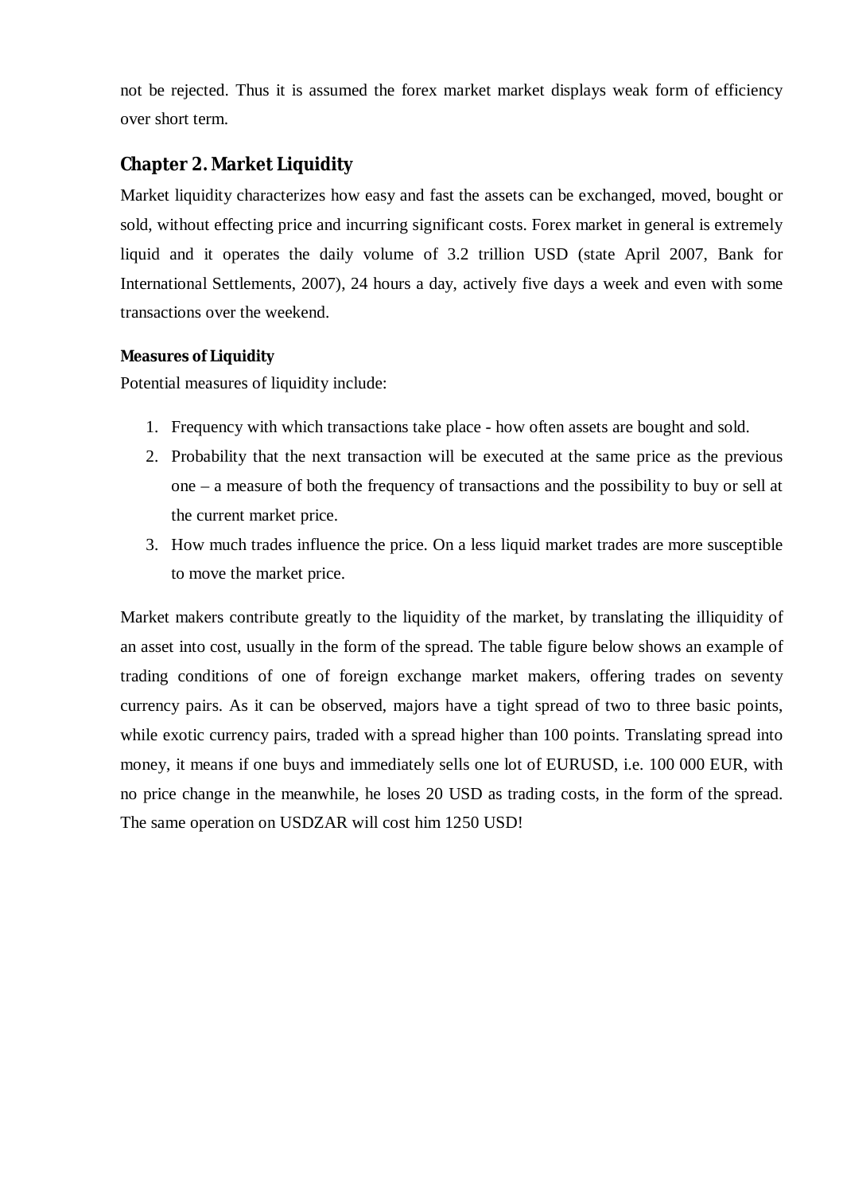not be rejected. Thus it is assumed the forex market market displays weak form of efficiency over short term.

## Chapter 2. Market Liquidity

Market liquidity characterizes how easy and fast the assets can be exchanged, moved, bought or sold, without effecting price and incurring significant costs. Forex market in general is extremely liquid and it operates the daily volume of 3.2 trillion USD (state April 2007, Bank for International Settlements, 2007), 24 hours a day, actively five days a week and even with some transactions over the weekend.

### Measures of Liquidity

Potential measures of liquidity include:

1. Frequency with which transactions take place - how often assets are bought and sold.
2. Probability that the next transaction will be executed at the same price as the previous one – a measure of both the frequency of transactions and the possibility to buy or sell at the current market price.
3. How much trades influence the price. On a less liquid market trades are more susceptible to move the market price.

Market makers contribute greatly to the liquidity of the market, by translating the illiquidity of an asset into cost, usually in the form of the spread. The table figure below shows an example of trading conditions of one of foreign exchange market makers, offering trades on seventy currency pairs. As it can be observed, majors have a tight spread of two to three basic points, while exotic currency pairs, traded with a spread higher than 100 points. Translating spread into money, it means if one buys and immediately sells one lot of EURUSD, i.e. 100 000 EUR, with no price change in the meanwhile, he loses 20 USD as trading costs, in the form of the spread. The same operation on USDZAR will cost him 1250 USD!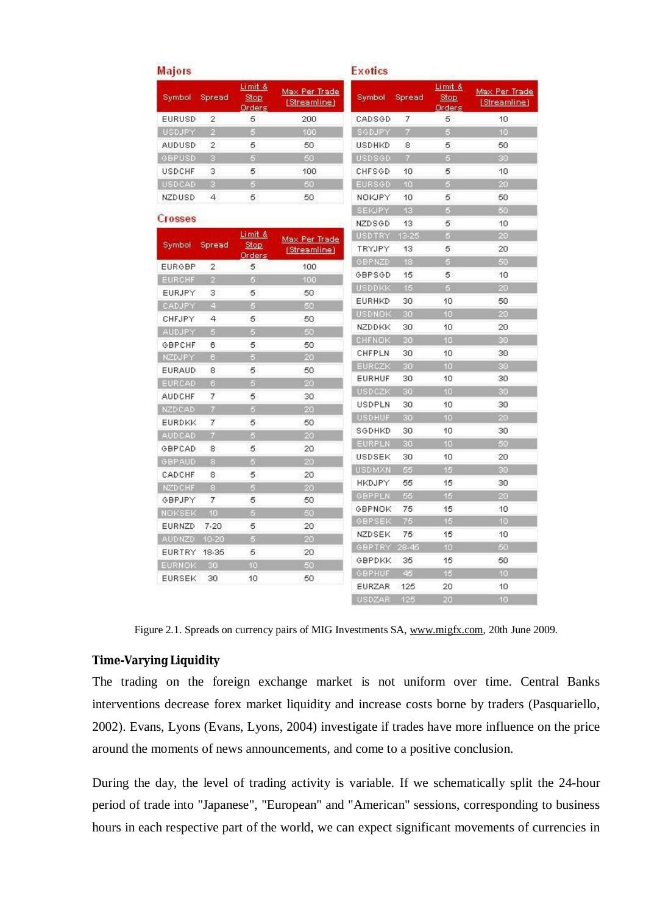**Majors**

| Symbol | Spread | Limit & Stop Orders | Max Per Trade (Streamline) |
|---|---|---|---|
| EURUSD | 2 | 5 | 200 |
| USDJPY | 2 | 5 | 100 |
| AUDUSD | 2 | 5 | 50 |
| GBPUSD | 3 | 5 | 50 |
| USDCHF | 3 | 5 | 100 |
| USDCAD | 3 | 5 | 50 |
| NZDUSD | 4 | 5 | 50 |

**Crosses**

| Symbol | Spread | Limit & Stop Orders | Max Per Trade (Streamline) |
|---|---|---|---|
| EURGBP | 2 | 5 | 100 |
| EURCHF | 2 | 5 | 100 |
| EURJPY | 3 | 5 | 50 |
| CADJPY | 4 | 5 | 50 |
| CHFJPY | 4 | 5 | 50 |
| AUDJPY | 5 | 5 | 50 |
| GBPCHF | 6 | 5 | 50 |
| NZDJPY | 6 | 5 | 20 |
| EURAUD | 8 | 5 | 50 |
| EURCAD | 6 | 5 | 20 |
| AUDCHF | 7 | 5 | 30 |
| NZDCAD | 7 | 5 | 20 |
| EURDKK | 7 | 5 | 50 |
| AUDCAD | 7 | 5 | 20 |
| GBPCAD | 8 | 5 | 20 |
| GBPAUD | 8 | 5 | 20 |
| CADCHF | 8 | 5 | 20 |
| NZDCHF | 8 | 5 | 20 |
| GBPJPY | 7 | 5 | 50 |
| NOKSEK | 10 | 5 | 50 |
| EURNZD | 7-20 | 5 | 20 |
| AUDNZD | 10-20 | 5 | 20 |
| EURTRY | 18-35 | 5 | 20 |
| EURNOK | 30 | 10 | 50 |
| EURSEK | 30 | 10 | 50 |

**Exotics**

| Symbol | Spread | Limit & Stop Orders | Max Per Trade (Streamline) |
|---|---|---|---|
| CADSGD | 7 | 5 | 10 |
| SGDJPY | 7 | 5 | 10 |
| USDHKD | 8 | 5 | 50 |
| USDSGD | 7 | 5 | 30 |
| CHFSGD | 10 | 5 | 10 |
| EURSGD | 10 | 5 | 20 |
| NOKJPY | 10 | 5 | 50 |
| SEKJPY | 13 | 5 | 50 |
| NZDSGD | 13 | 5 | 10 |
| USDTRY | 13-25 | 5 | 20 |
| TRYJPY | 13 | 5 | 20 |
| GBPNZD | 18 | 5 | 50 |
| GBPSGD | 15 | 5 | 10 |
| USDDKK | 15 | 5 | 20 |
| EURHKD | 30 | 10 | 50 |
| USDNOK | 30 | 10 | 20 |
| NZDDKK | 30 | 10 | 20 |
| CHFNOK | 30 | 10 | 30 |
| CHFPLN | 30 | 10 | 30 |
| EURCZK | 30 | 10 | 30 |
| EURHUF | 30 | 10 | 30 |
| USDCZK | 30 | 10 | 30 |
| USDPLN | 30 | 10 | 30 |
| USDHUF | 30 | 10 | 20 |
| SGDHKD | 30 | 10 | 30 |
| EURPLN | 30 | 10 | 50 |
| USDSEK | 30 | 10 | 20 |
| USDMXN | 55 | 15 | 30 |
| HKDJPY | 55 | 15 | 30 |
| GBPPLN | 55 | 15 | 20 |
| GBPNOK | 75 | 15 | 10 |
| GBPSEK | 75 | 15 | 10 |
| NZDSEK | 75 | 15 | 10 |
| GBPTRY | 28-45 | 10 | 50 |
| GBPDKK | 35 | 15 | 50 |
| GBPHUF | 45 | 15 | 10 |
| EURZAR | 125 | 20 | 10 |
| USDZAR | 125 | 20 | 10 |

Figure 2.1. Spreads on currency pairs of MIG Investments SA, www.migfx.com, 20th June 2009.

### Time-Varying Liquidity

The trading on the foreign exchange market is not uniform over time. Central Banks interventions decrease forex market liquidity and increase costs borne by traders (Pasquariello, 2002). Evans, Lyons (Evans, Lyons, 2004) investigate if trades have more influence on the price around the moments of news announcements, and come to a positive conclusion.

During the day, the level of trading activity is variable. If we schematically split the 24-hour period of trade into "Japanese", "European" and "American" sessions, corresponding to business hours in each respective part of the world, we can expect significant movements of currencies in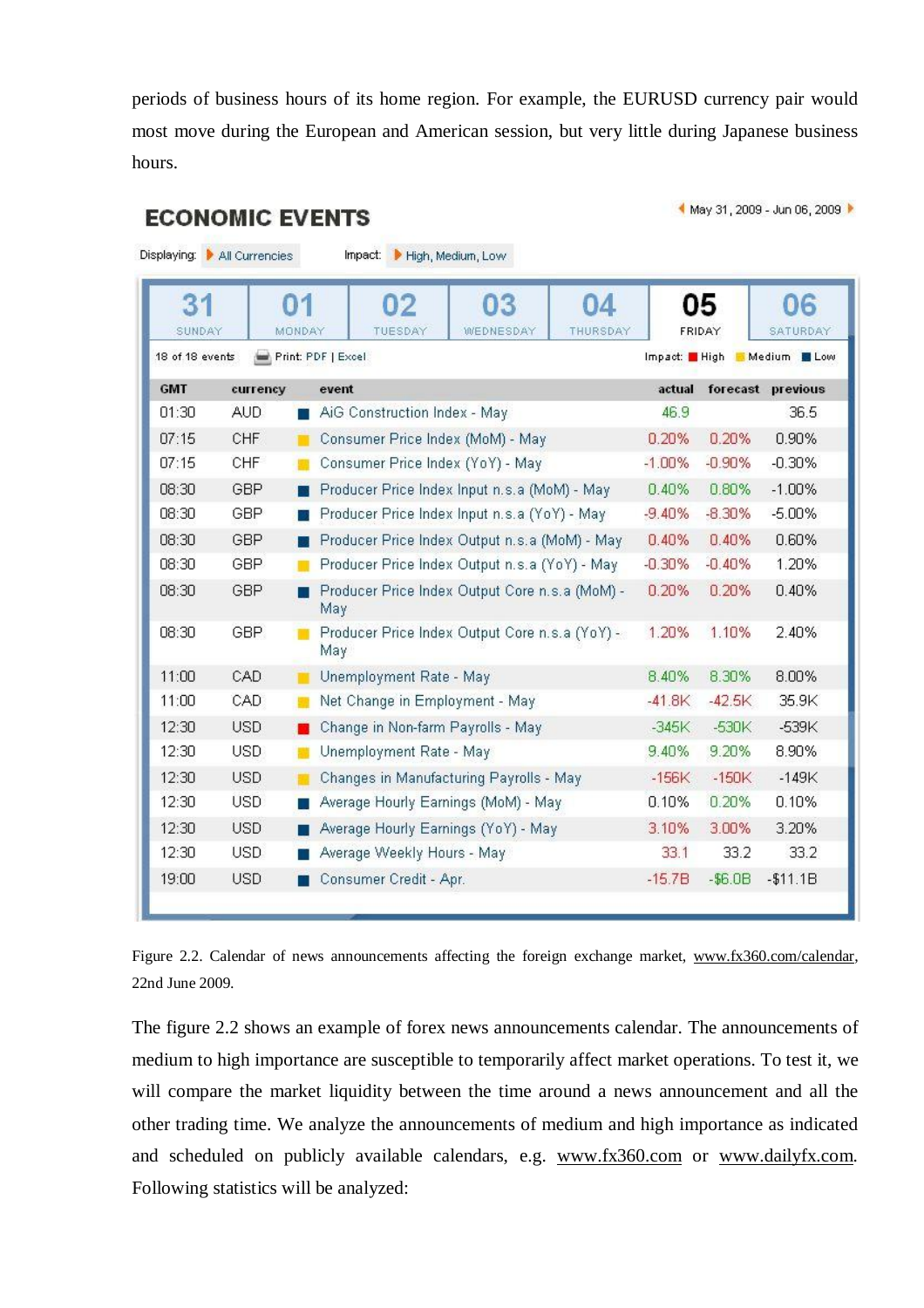periods of business hours of its home region. For example, the EURUSD currency pair would most move during the European and American session, but very little during Japanese business hours.

**ECONOMIC EVENTS**

May 31, 2009 - Jun 06, 2009

Displaying: All Currencies Impact: High, Medium, Low

| 31 SUNDAY | 01 MONDAY | 02 TUESDAY | 03 WEDNESDAY | 04 THURSDAY | 05 FRIDAY | 06 SATURDAY |
|---|---|---|---|---|---|---|

18 of 18 events Print: PDF | Excel Impact: High Medium Low

| GMT | currency | event | actual | forecast | previous |
|---|---|---|---|---|---|
| 01:30 | AUD | AiG Construction Index - May | 46.9 | | 36.5 |
| 07:15 | CHF | Consumer Price Index (MoM) - May | 0.20% | 0.20% | 0.90% |
| 07:15 | CHF | Consumer Price Index (YoY) - May | -1.00% | -0.90% | -0.30% |
| 08:30 | GBP | Producer Price Index Input n.s.a (MoM) - May | 0.40% | 0.80% | -1.00% |
| 08:30 | GBP | Producer Price Index Input n.s.a (YoY) - May | -9.40% | -8.30% | -5.00% |
| 08:30 | GBP | Producer Price Index Output n.s.a (MoM) - May | 0.40% | 0.40% | 0.60% |
| 08:30 | GBP | Producer Price Index Output n.s.a (YoY) - May | -0.30% | -0.40% | 1.20% |
| 08:30 | GBP | Producer Price Index Output Core n.s.a (MoM) - May | 0.20% | 0.20% | 0.40% |
| 08:30 | GBP | Producer Price Index Output Core n.s.a (YoY) - May | 1.20% | 1.10% | 2.40% |
| 11:00 | CAD | Unemployment Rate - May | 8.40% | 8.30% | 8.00% |
| 11:00 | CAD | Net Change in Employment - May | -41.8K | -42.5K | 35.9K |
| 12:30 | USD | Change in Non-farm Payrolls - May | -345K | -530K | -539K |
| 12:30 | USD | Unemployment Rate - May | 9.40% | 9.20% | 8.90% |
| 12:30 | USD | Changes in Manufacturing Payrolls - May | -156K | -150K | -149K |
| 12:30 | USD | Average Hourly Earnings (MoM) - May | 0.10% | 0.20% | 0.10% |
| 12:30 | USD | Average Hourly Earnings (YoY) - May | 3.10% | 3.00% | 3.20% |
| 12:30 | USD | Average Weekly Hours - May | 33.1 | 33.2 | 33.2 |
| 19:00 | USD | Consumer Credit - Apr. | -15.7B | -$6.0B | -$11.1B |

Figure 2.2. Calendar of news announcements affecting the foreign exchange market, www.fx360.com/calendar, 22nd June 2009.

The figure 2.2 shows an example of forex news announcements calendar. The announcements of medium to high importance are susceptible to temporarily affect market operations. To test it, we will compare the market liquidity between the time around a news announcement and all the other trading time. We analyze the announcements of medium and high importance as indicated and scheduled on publicly available calendars, e.g. www.fx360.com or www.dailyfx.com. Following statistics will be analyzed: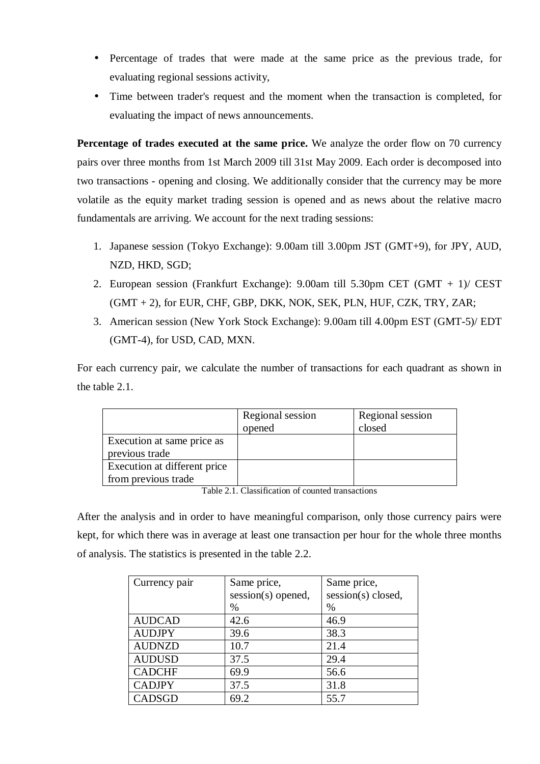- Percentage of trades that were made at the same price as the previous trade, for evaluating regional sessions activity,
- Time between trader's request and the moment when the transaction is completed, for evaluating the impact of news announcements.

**Percentage of trades executed at the same price.** We analyze the order flow on 70 currency pairs over three months from 1st March 2009 till 31st May 2009. Each order is decomposed into two transactions - opening and closing. We additionally consider that the currency may be more volatile as the equity market trading session is opened and as news about the relative macro fundamentals are arriving. We account for the next trading sessions:

1. Japanese session (Tokyo Exchange): 9.00am till 3.00pm JST (GMT+9), for JPY, AUD, NZD, HKD, SGD;
2. European session (Frankfurt Exchange): 9.00am till 5.30pm CET (GMT + 1)/ CEST (GMT + 2), for EUR, CHF, GBP, DKK, NOK, SEK, PLN, HUF, CZK, TRY, ZAR;
3. American session (New York Stock Exchange): 9.00am till 4.00pm EST (GMT-5)/ EDT (GMT-4), for USD, CAD, MXN.

For each currency pair, we calculate the number of transactions for each quadrant as shown in the table 2.1.

| | Regional session opened | Regional session closed |
|---|---|---|
| Execution at same price as previous trade | | |
| Execution at different price from previous trade | | |

Table 2.1. Classification of counted transactions

After the analysis and in order to have meaningful comparison, only those currency pairs were kept, for which there was in average at least one transaction per hour for the whole three months of analysis. The statistics is presented in the table 2.2.

| Currency pair | Same price, session(s) opened, % | Same price, session(s) closed, % |
|---|---|---|
| AUDCAD | 42.6 | 46.9 |
| AUDJPY | 39.6 | 38.3 |
| AUDNZD | 10.7 | 21.4 |
| AUDUSD | 37.5 | 29.4 |
| CADCHF | 69.9 | 56.6 |
| CADJPY | 37.5 | 31.8 |
| CADSGD | 69.2 | 55.7 |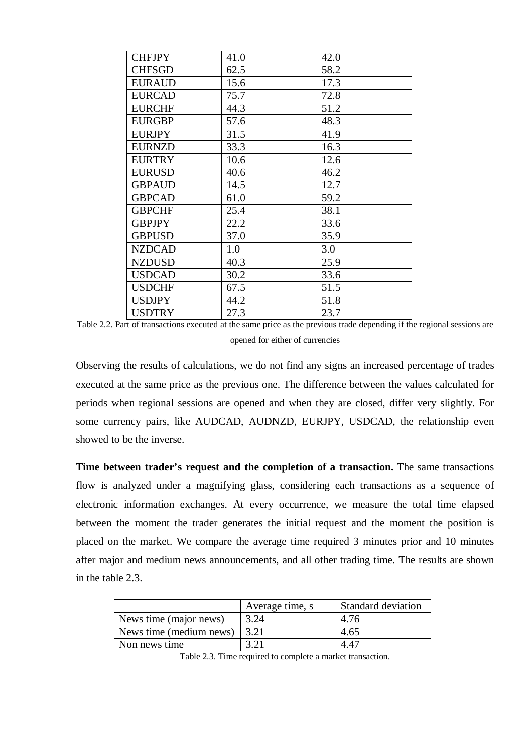| | | |
|---|---|---|
| CHFJPY | 41.0 | 42.0 |
| CHFSGD | 62.5 | 58.2 |
| EURAUD | 15.6 | 17.3 |
| EURCAD | 75.7 | 72.8 |
| EURCHF | 44.3 | 51.2 |
| EURGBP | 57.6 | 48.3 |
| EURJPY | 31.5 | 41.9 |
| EURNZD | 33.3 | 16.3 |
| EURTRY | 10.6 | 12.6 |
| EURUSD | 40.6 | 46.2 |
| GBPAUD | 14.5 | 12.7 |
| GBPCAD | 61.0 | 59.2 |
| GBPCHF | 25.4 | 38.1 |
| GBPJPY | 22.2 | 33.6 |
| GBPUSD | 37.0 | 35.9 |
| NZDCAD | 1.0 | 3.0 |
| NZDUSD | 40.3 | 25.9 |
| USDCAD | 30.2 | 33.6 |
| USDCHF | 67.5 | 51.5 |
| USDJPY | 44.2 | 51.8 |
| USDTRY | 27.3 | 23.7 |

Table 2.2. Part of transactions executed at the same price as the previous trade depending if the regional sessions are opened for either of currencies

Observing the results of calculations, we do not find any signs an increased percentage of trades executed at the same price as the previous one. The difference between the values calculated for periods when regional sessions are opened and when they are closed, differ very slightly. For some currency pairs, like AUDCAD, AUDNZD, EURJPY, USDCAD, the relationship even showed to be the inverse.

**Time between trader's request and the completion of a transaction.** The same transactions flow is analyzed under a magnifying glass, considering each transactions as a sequence of electronic information exchanges. At every occurrence, we measure the total time elapsed between the moment the trader generates the initial request and the moment the position is placed on the market. We compare the average time required 3 minutes prior and 10 minutes after major and medium news announcements, and all other trading time. The results are shown in the table 2.3.

| | Average time, s | Standard deviation |
|---|---|---|
| News time (major news) | 3.24 | 4.76 |
| News time (medium news) | 3.21 | 4.65 |
| Non news time | 3.21 | 4.47 |

Table 2.3. Time required to complete a market transaction.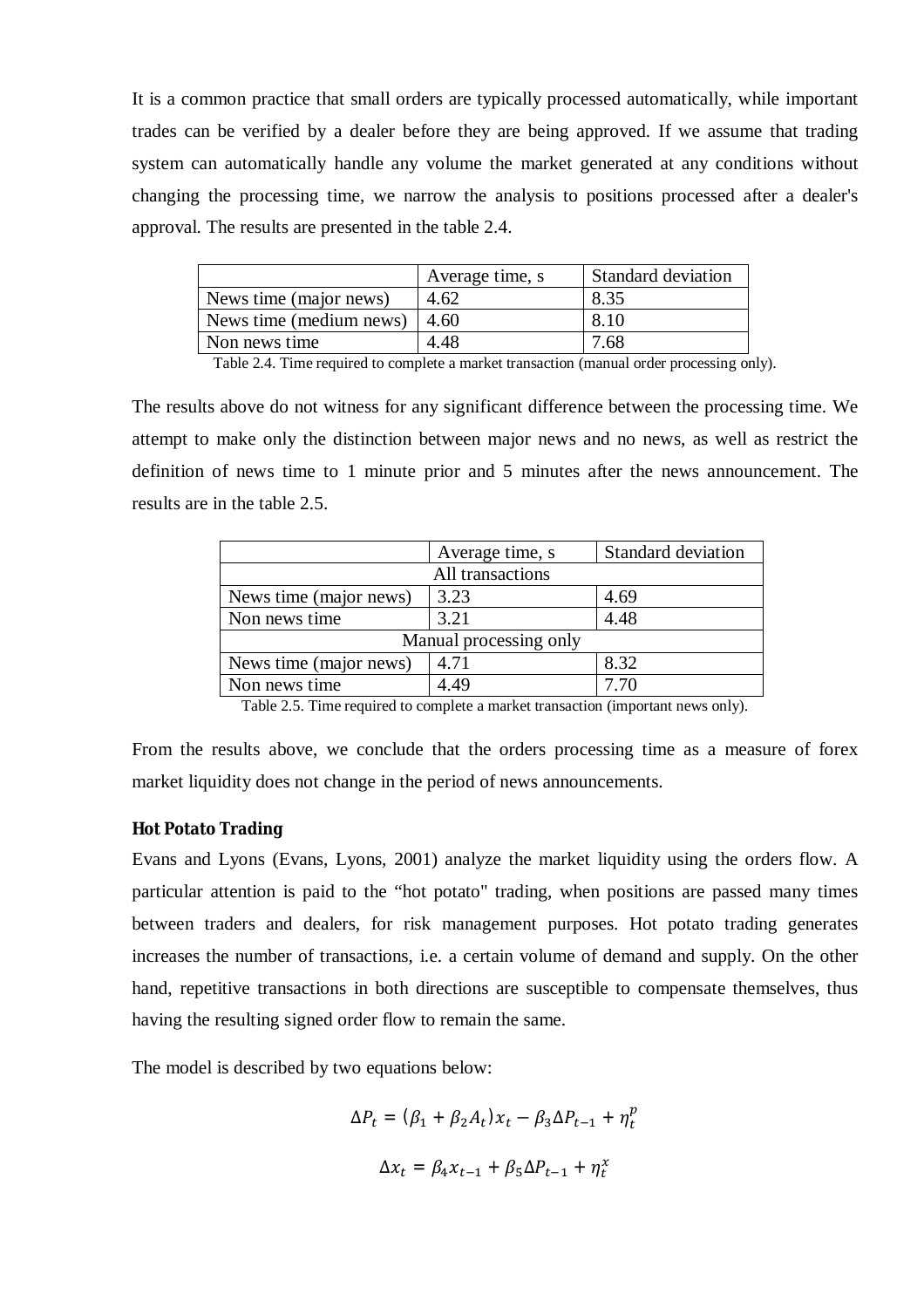It is a common practice that small orders are typically processed automatically, while important trades can be verified by a dealer before they are being approved. If we assume that trading system can automatically handle any volume the market generated at any conditions without changing the processing time, we narrow the analysis to positions processed after a dealer's approval. The results are presented in the table 2.4.

| | Average time, s | Standard deviation |
|---|---|---|
| News time (major news) | 4.62 | 8.35 |
| News time (medium news) | 4.60 | 8.10 |
| Non news time | 4.48 | 7.68 |

Table 2.4. Time required to complete a market transaction (manual order processing only).

The results above do not witness for any significant difference between the processing time. We attempt to make only the distinction between major news and no news, as well as restrict the definition of news time to 1 minute prior and 5 minutes after the news announcement. The results are in the table 2.5.

| | Average time, s | Standard deviation |
|---|---|---|
| All transactions | | |
| News time (major news) | 3.23 | 4.69 |
| Non news time | 3.21 | 4.48 |
| Manual processing only | | |
| News time (major news) | 4.71 | 8.32 |
| Non news time | 4.49 | 7.70 |

Table 2.5. Time required to complete a market transaction (important news only).

From the results above, we conclude that the orders processing time as a measure of forex market liquidity does not change in the period of news announcements.

**Hot Potato Trading**

Evans and Lyons (Evans, Lyons, 2001) analyze the market liquidity using the orders flow. A particular attention is paid to the “hot potato" trading, when positions are passed many times between traders and dealers, for risk management purposes. Hot potato trading generates increases the number of transactions, i.e. a certain volume of demand and supply. On the other hand, repetitive transactions in both directions are susceptible to compensate themselves, thus having the resulting signed order flow to remain the same.

The model is described by two equations below:

$$\Delta P_t = (\beta_1 + \beta_2 A_t)x_t - \beta_3 \Delta P_{t-1} + \eta_t^p$$

$$\Delta x_t = \beta_4 x_{t-1} + \beta_5 \Delta P_{t-1} + \eta_t^x$$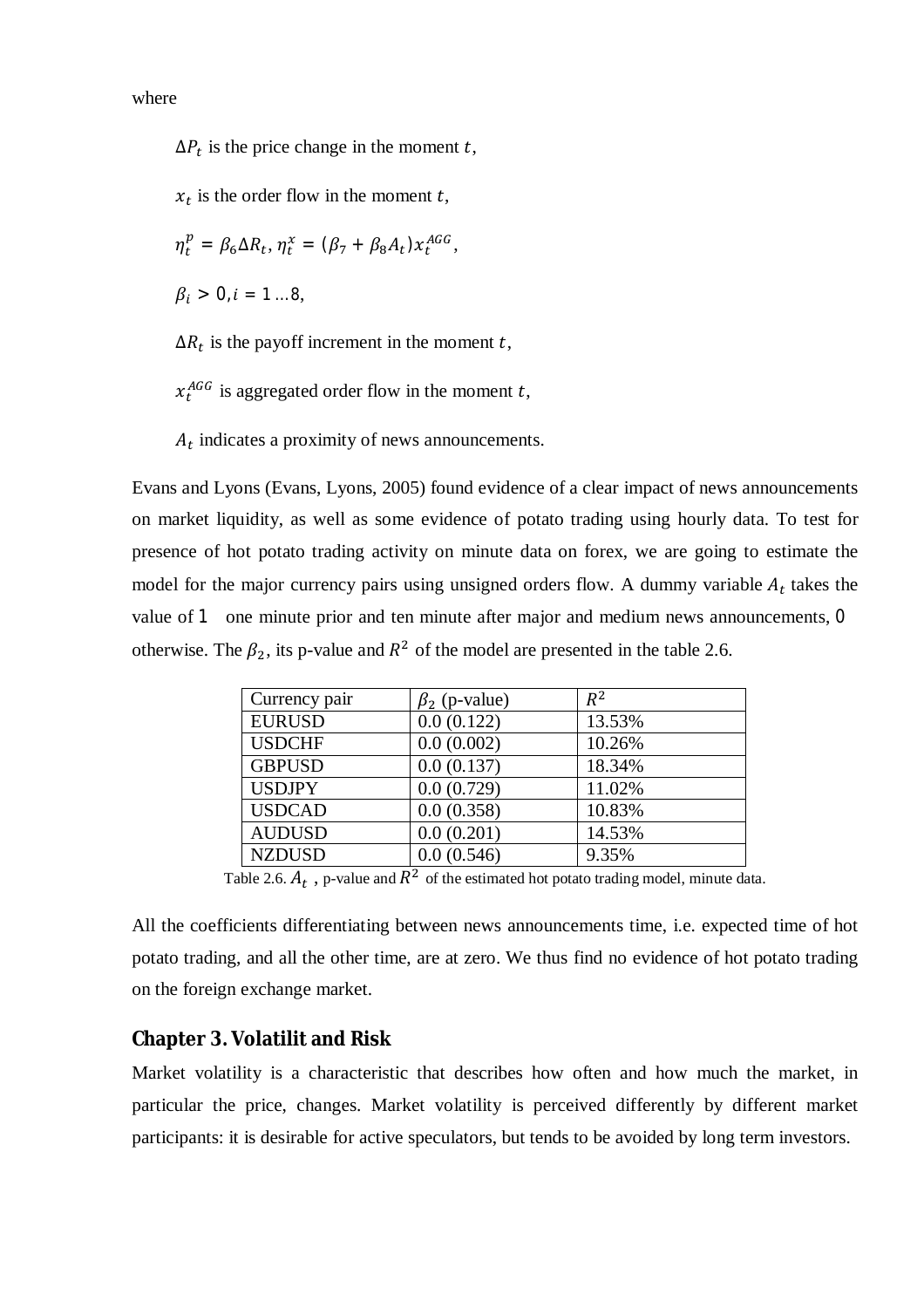where

$\Delta P_t$ is the price change in the moment $t$,

$x_t$ is the order flow in the moment $t$,

$\eta_t^p = \beta_6 \Delta R_t, \eta_t^x = (\beta_7 + \beta_8 A_t) x_t^{AGG}$,

$\beta_i > 0, i = 1 \dots 8$,

$\Delta R_t$ is the payoff increment in the moment $t$,

$x_t^{AGG}$ is aggregated order flow in the moment $t$,

$A_t$ indicates a proximity of news announcements.

Evans and Lyons (Evans, Lyons, 2005) found evidence of a clear impact of news announcements on market liquidity, as well as some evidence of potato trading using hourly data. To test for presence of hot potato trading activity on minute data on forex, we are going to estimate the model for the major currency pairs using unsigned orders flow. A dummy variable $A_t$ takes the value of $1$ one minute prior and ten minute after major and medium news announcements, $0$ otherwise. The $\beta_2$, its p-value and $R^2$ of the model are presented in the table 2.6.

| Currency pair | $\beta_2$ (p-value) | $R^2$ |
|---|---|---|
| EURUSD | 0.0 (0.122) | 13.53% |
| USDCHF | 0.0 (0.002) | 10.26% |
| GBPUSD | 0.0 (0.137) | 18.34% |
| USDJPY | 0.0 (0.729) | 11.02% |
| USDCAD | 0.0 (0.358) | 10.83% |
| AUDUSD | 0.0 (0.201) | 14.53% |
| NZDUSD | 0.0 (0.546) | 9.35% |

Table 2.6. $A_t$ , p-value and $R^2$ of the estimated hot potato trading model, minute data.

All the coefficients differentiating between news announcements time, i.e. expected time of hot potato trading, and all the other time, are at zero. We thus find no evidence of hot potato trading on the foreign exchange market.

## Chapter 3. Volatilit and Risk

Market volatility is a characteristic that describes how often and how much the market, in particular the price, changes. Market volatility is perceived differently by different market participants: it is desirable for active speculators, but tends to be avoided by long term investors.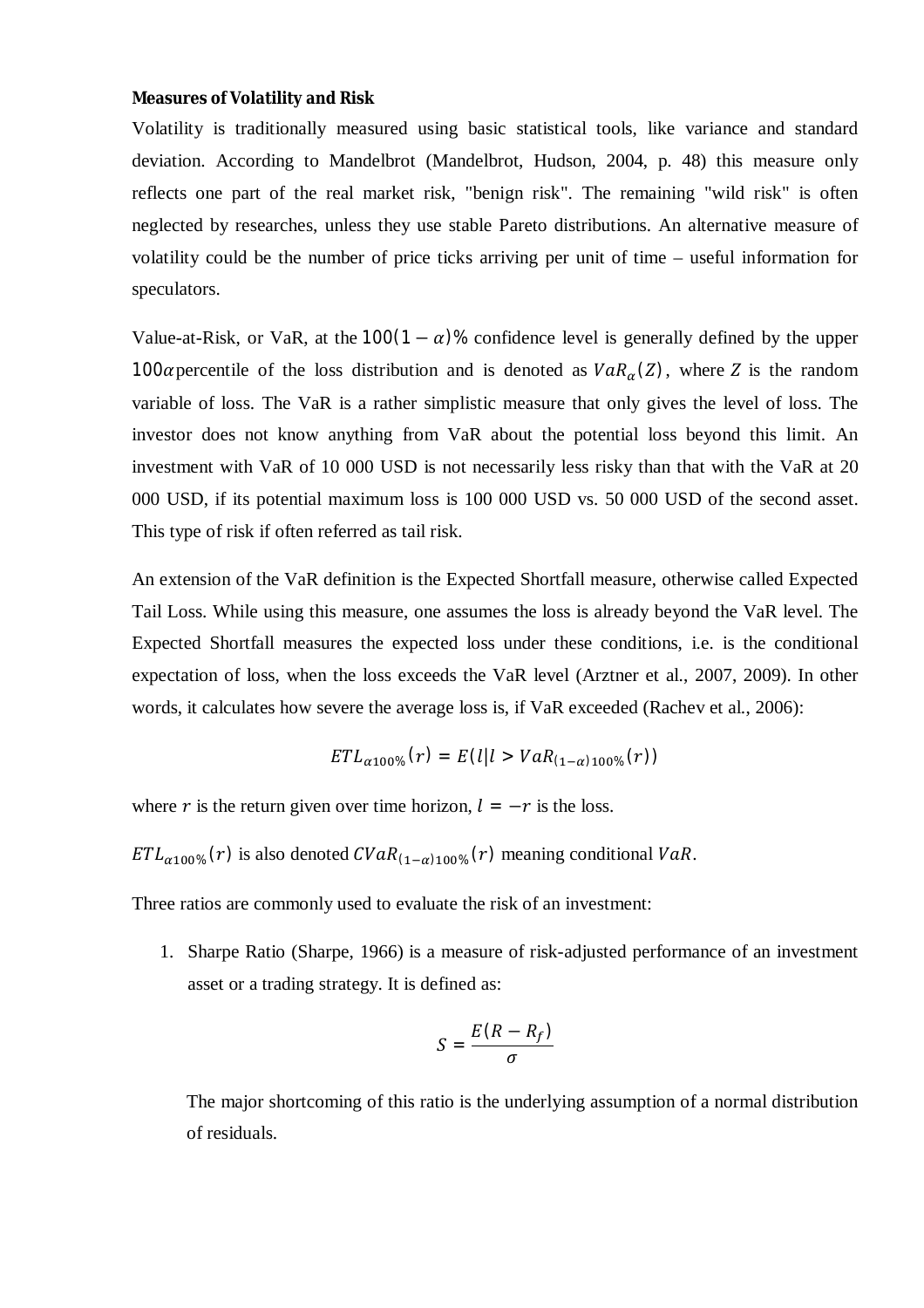**Measures of Volatility and Risk**

Volatility is traditionally measured using basic statistical tools, like variance and standard deviation. According to Mandelbrot (Mandelbrot, Hudson, 2004, p. 48) this measure only reflects one part of the real market risk, "benign risk". The remaining "wild risk" is often neglected by researches, unless they use stable Pareto distributions. An alternative measure of volatility could be the number of price ticks arriving per unit of time – useful information for speculators.

Value-at-Risk, or VaR, at the $100(1-\alpha)\%$ confidence level is generally defined by the upper $100\alpha$percentile of the loss distribution and is denoted as $VaR_{\alpha}(Z)$, where $Z$ is the random variable of loss. The VaR is a rather simplistic measure that only gives the level of loss. The investor does not know anything from VaR about the potential loss beyond this limit. An investment with VaR of 10 000 USD is not necessarily less risky than that with the VaR at 20 000 USD, if its potential maximum loss is 100 000 USD vs. 50 000 USD of the second asset. This type of risk if often referred as tail risk.

An extension of the VaR definition is the Expected Shortfall measure, otherwise called Expected Tail Loss. While using this measure, one assumes the loss is already beyond the VaR level. The Expected Shortfall measures the expected loss under these conditions, i.e. is the conditional expectation of loss, when the loss exceeds the VaR level (Arztner et al., 2007, 2009). In other words, it calculates how severe the average loss is, if VaR exceeded (Rachev et al., 2006):

$$ETL_{\alpha 100\%}(r) = E(l | l > VaR_{(1-\alpha)100\%}(r))$$

where $r$ is the return given over time horizon, $l = -r$ is the loss.

$ETL_{\alpha 100\%}(r)$ is also denoted $CVaR_{(1-\alpha)100\%}(r)$ meaning conditional $VaR$.

Three ratios are commonly used to evaluate the risk of an investment:

1. Sharpe Ratio (Sharpe, 1966) is a measure of risk-adjusted performance of an investment asset or a trading strategy. It is defined as:

$$S = \frac{E(R - R_f)}{\sigma}$$

The major shortcoming of this ratio is the underlying assumption of a normal distribution of residuals.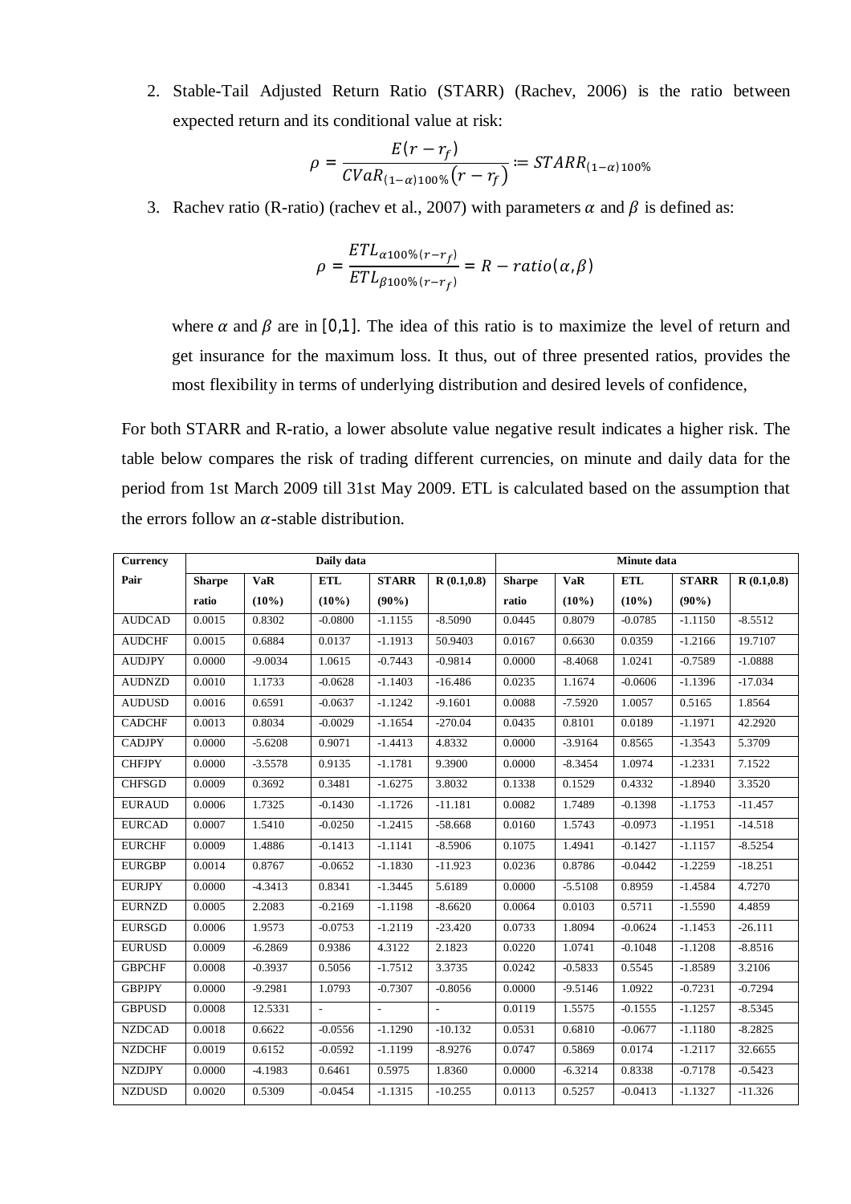2. Stable-Tail Adjusted Return Ratio (STARR) (Rachev, 2006) is the ratio between expected return and its conditional value at risk:

$$\rho = \frac{E(r - r_f)}{CVaR_{(1-\alpha)100\%}(r - r_f)} := STARR_{(1-\alpha)100\%}$$

3. Rachev ratio (R-ratio) (rachev et al., 2007) with parameters $\alpha$ and $\beta$ is defined as:

$$\rho = \frac{ETL_{\alpha 100\%(r-r_f)}}{ETL_{\beta 100\%(r-r_f)}} = R - ratio(\alpha, \beta)$$

where $\alpha$ and $\beta$ are in $[0,1]$. The idea of this ratio is to maximize the level of return and get insurance for the maximum loss. It thus, out of three presented ratios, provides the most flexibility in terms of underlying distribution and desired levels of confidence,

For both STARR and R-ratio, a lower absolute value negative result indicates a higher risk. The table below compares the risk of trading different currencies, on minute and daily data for the period from 1st March 2009 till 31st May 2009. ETL is calculated based on the assumption that the errors follow an $\alpha$-stable distribution.

| Currency | Daily data | | | | | Minute data | | | | |
|---|---|---|---|---|---|---|---|---|---|---|
| Pair | Sharpe ratio | VaR (10%) | ETL (10%) | STARR (90%) | R (0.1,0.8) | Sharpe ratio | VaR (10%) | ETL (10%) | STARR (90%) | R (0.1,0.8) |
| AUDCAD | 0.0015 | 0.8302 | -0.0800 | -1.1155 | -8.5090 | 0.0445 | 0.8079 | -0.0785 | -1.1150 | -8.5512 |
| AUDCHF | 0.0015 | 0.6884 | 0.0137 | -1.1913 | 50.9403 | 0.0167 | 0.6630 | 0.0359 | -1.2166 | 19.7107 |
| AUDJPY | 0.0000 | -9.0034 | 1.0615 | -0.7443 | -0.9814 | 0.0000 | -8.4068 | 1.0241 | -0.7589 | -1.0888 |
| AUDNZD | 0.0010 | 1.1733 | -0.0628 | -1.1403 | -16.486 | 0.0235 | 1.1674 | -0.0606 | -1.1396 | -17.034 |
| AUDUSD | 0.0016 | 0.6591 | -0.0637 | -1.1242 | -9.1601 | 0.0088 | -7.5920 | 1.0057 | 0.5165 | 1.8564 |
| CADCHF | 0.0013 | 0.8034 | -0.0029 | -1.1654 | -270.04 | 0.0435 | 0.8101 | 0.0189 | -1.1971 | 42.2920 |
| CADJPY | 0.0000 | -5.6208 | 0.9071 | -1.4413 | 4.8332 | 0.0000 | -3.9164 | 0.8565 | -1.3543 | 5.3709 |
| CHFJPY | 0.0000 | -3.5578 | 0.9135 | -1.1781 | 9.3900 | 0.0000 | -8.3454 | 1.0974 | -1.2331 | 7.1522 |
| CHFSGD | 0.0009 | 0.3692 | 0.3481 | -1.6275 | 3.8032 | 0.1338 | 0.1529 | 0.4332 | -1.8940 | 3.3520 |
| EURAUD | 0.0006 | 1.7325 | -0.1430 | -1.1726 | -11.181 | 0.0082 | 1.7489 | -0.1398 | -1.1753 | -11.457 |
| EURCAD | 0.0007 | 1.5410 | -0.0250 | -1.2415 | -58.668 | 0.0160 | 1.5743 | -0.0973 | -1.1951 | -14.518 |
| EURCHF | 0.0009 | 1.4886 | -0.1413 | -1.1141 | -8.5906 | 0.1075 | 1.4941 | -0.1427 | -1.1157 | -8.5254 |
| EURGBP | 0.0014 | 0.8767 | -0.0652 | -1.1830 | -11.923 | 0.0236 | 0.8786 | -0.0442 | -1.2259 | -18.251 |
| EURJPY | 0.0000 | -4.3413 | 0.8341 | -1.3445 | 5.6189 | 0.0000 | -5.5108 | 0.8959 | -1.4584 | 4.7270 |
| EURNZD | 0.0005 | 2.2083 | -0.2169 | -1.1198 | -8.6620 | 0.0064 | 0.0103 | 0.5711 | -1.5590 | 4.4859 |
| EURSGD | 0.0006 | 1.9573 | -0.0753 | -1.2119 | -23.420 | 0.0733 | 1.8094 | -0.0624 | -1.1453 | -26.111 |
| EURUSD | 0.0009 | -6.2869 | 0.9386 | 4.3122 | 2.1823 | 0.0220 | 1.0741 | -0.1048 | -1.1208 | -8.8516 |
| GBPCHF | 0.0008 | -0.3937 | 0.5056 | -1.7512 | 3.3735 | 0.0242 | -0.5833 | 0.5545 | -1.8589 | 3.2106 |
| GBPJPY | 0.0000 | -9.2981 | 1.0793 | -0.7307 | -0.8056 | 0.0000 | -9.5146 | 1.0922 | -0.7231 | -0.7294 |
| GBPUSD | 0.0008 | 12.5331 | - | - | - | 0.0119 | 1.5575 | -0.1555 | -1.1257 | -8.5345 |
| NZDCAD | 0.0018 | 0.6622 | -0.0556 | -1.1290 | -10.132 | 0.0531 | 0.6810 | -0.0677 | -1.1180 | -8.2825 |
| NZDCHF | 0.0019 | 0.6152 | -0.0592 | -1.1199 | -8.9276 | 0.0747 | 0.5869 | 0.0174 | -1.2117 | 32.6655 |
| NZDJPY | 0.0000 | -4.1983 | 0.6461 | 0.5975 | 1.8360 | 0.0000 | -6.3214 | 0.8338 | -0.7178 | -0.5423 |
| NZDUSD | 0.0020 | 0.5309 | -0.0454 | -1.1315 | -10.255 | 0.0113 | 0.5257 | -0.0413 | -1.1327 | -11.326 |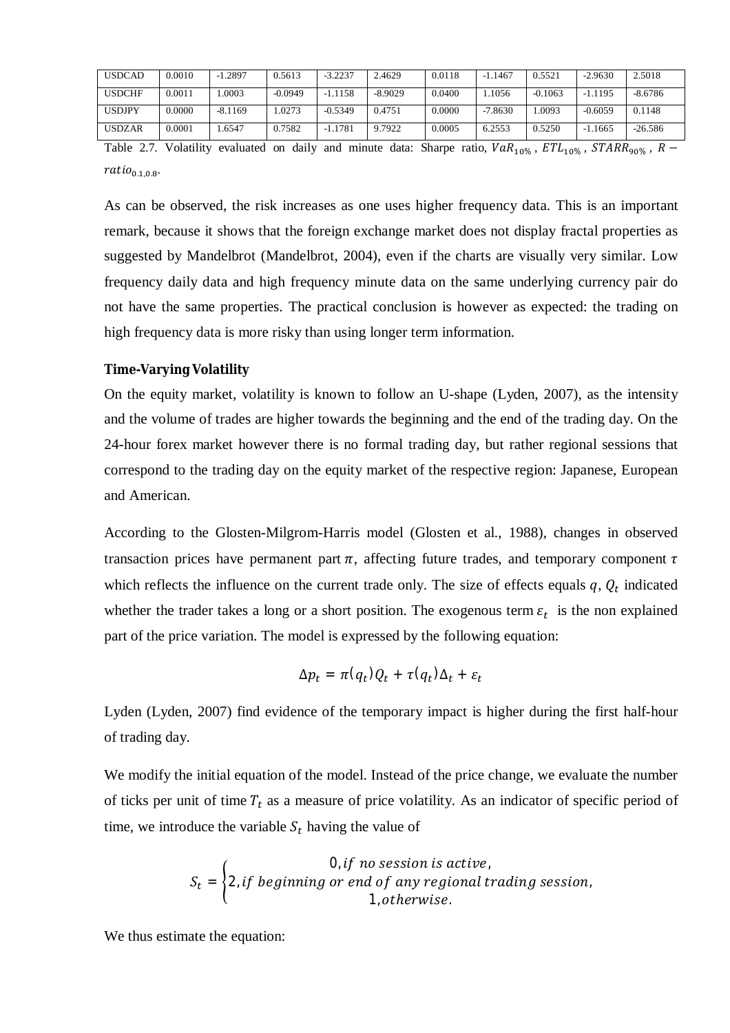| USDCAD | 0.0010 | -1.2897 | 0.5613 | -3.2237 | 2.4629 | 0.0118 | -1.1467 | 0.5521 | -2.9630 | 2.5018 |
|---|---|---|---|---|---|---|---|---|---|---|
| USDCHF | 0.0011 | 1.0003 | -0.0949 | -1.1158 | -8.9029 | 0.0400 | 1.1056 | -0.1063 | -1.1195 | -8.6786 |
| USDJPY | 0.0000 | -8.1169 | 1.0273 | -0.5349 | 0.4751 | 0.0000 | -7.8630 | 1.0093 | -0.6059 | 0.1148 |
| USDZAR | 0.0001 | 1.6547 | 0.7582 | -1.1781 | 9.7922 | 0.0005 | 6.2553 | 0.5250 | -1.1665 | -26.586 |

Table 2.7. Volatility evaluated on daily and minute data: Sharpe ratio, $VaR_{10\%}$, $ETL_{10\%}$, $STARR_{90\%}$, $R-ratio_{0.1,0.8}$.

As can be observed, the risk increases as one uses higher frequency data. This is an important remark, because it shows that the foreign exchange market does not display fractal properties as suggested by Mandelbrot (Mandelbrot, 2004), even if the charts are visually very similar. Low frequency daily data and high frequency minute data on the same underlying currency pair do not have the same properties. The practical conclusion is however as expected: the trading on high frequency data is more risky than using longer term information.

**Time-Varying Volatility**

On the equity market, volatility is known to follow an U-shape (Lyden, 2007), as the intensity and the volume of trades are higher towards the beginning and the end of the trading day. On the 24-hour forex market however there is no formal trading day, but rather regional sessions that correspond to the trading day on the equity market of the respective region: Japanese, European and American.

According to the Glosten-Milgrom-Harris model (Glosten et al., 1988), changes in observed transaction prices have permanent part $\pi$, affecting future trades, and temporary component $\tau$ which reflects the influence on the current trade only. The size of effects equals $q$, $Q_t$ indicated whether the trader takes a long or a short position. The exogenous term $\varepsilon_t$ is the non explained part of the price variation. The model is expressed by the following equation:

$$\Delta p_t = \pi(q_t)Q_t + \tau(q_t)\Delta_t + \varepsilon_t$$

Lyden (Lyden, 2007) find evidence of the temporary impact is higher during the first half-hour of trading day.

We modify the initial equation of the model. Instead of the price change, we evaluate the number of ticks per unit of time $T_t$ as a measure of price volatility. As an indicator of specific period of time, we introduce the variable $S_t$ having the value of

$$S_t = \begin{cases} 0, if\ no\ session\ is\ active, \\ 2, if\ beginning\ or\ end\ of\ any\ regional\ trading\ session, \\ 1, otherwise. \end{cases}$$

We thus estimate the equation: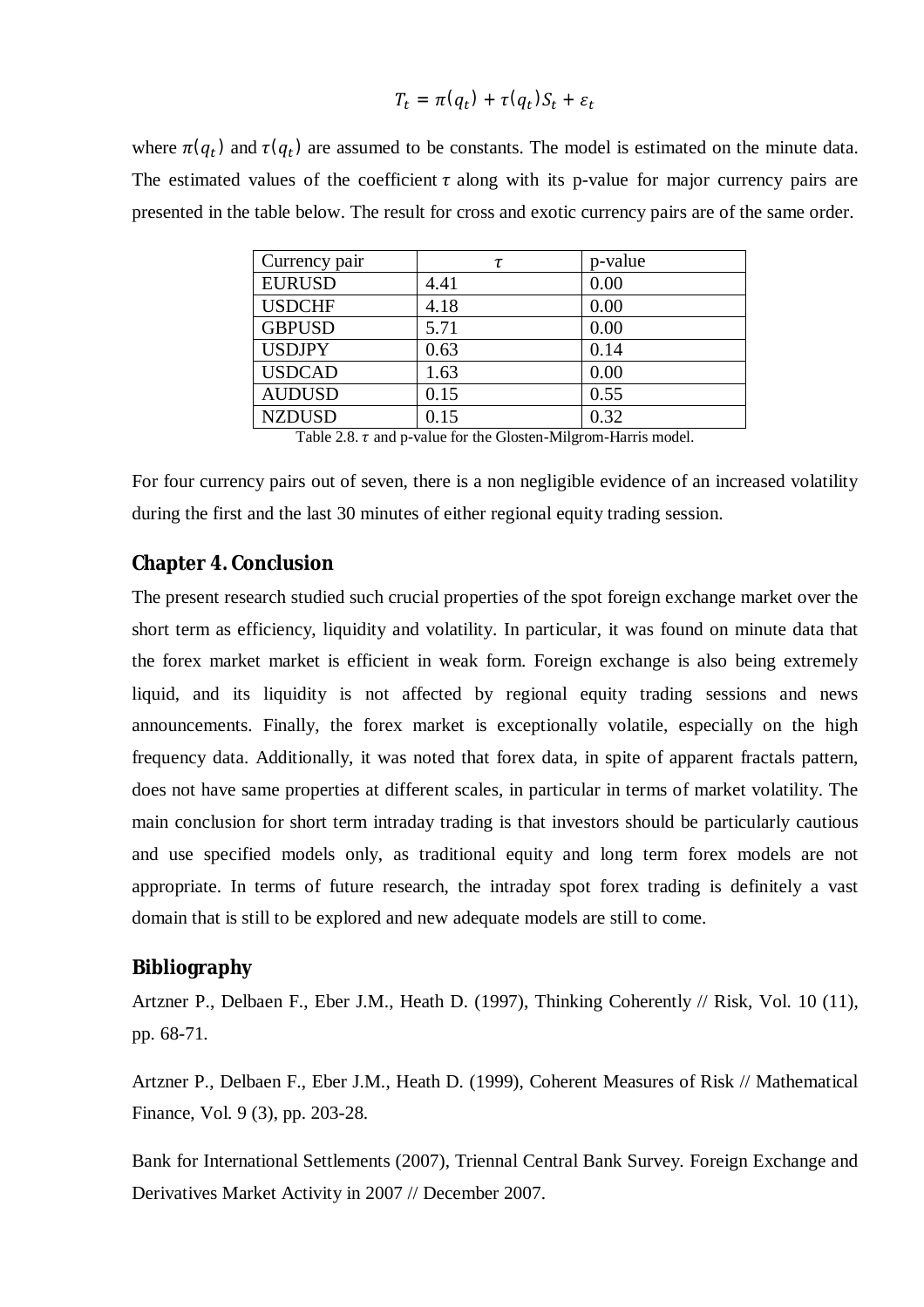$$T_t = \pi(q_t) + \tau(q_t)S_t + \varepsilon_t$$

where $\pi(q_t)$ and $\tau(q_t)$ are assumed to be constants. The model is estimated on the minute data. The estimated values of the coefficient $\tau$ along with its p-value for major currency pairs are presented in the table below. The result for cross and exotic currency pairs are of the same order.

| Currency pair | $\tau$ | p-value |
|---|---|---|
| EURUSD | 4.41 | 0.00 |
| USDCHF | 4.18 | 0.00 |
| GBPUSD | 5.71 | 0.00 |
| USDJPY | 0.63 | 0.14 |
| USDCAD | 1.63 | 0.00 |
| AUDUSD | 0.15 | 0.55 |
| NZDUSD | 0.15 | 0.32 |

Table 2.8. $\tau$ and p-value for the Glosten-Milgrom-Harris model.

For four currency pairs out of seven, there is a non negligible evidence of an increased volatility during the first and the last 30 minutes of either regional equity trading session.

## Chapter 4. Conclusion

The present research studied such crucial properties of the spot foreign exchange market over the short term as efficiency, liquidity and volatility. In particular, it was found on minute data that the forex market market is efficient in weak form. Foreign exchange is also being extremely liquid, and its liquidity is not affected by regional equity trading sessions and news announcements. Finally, the forex market is exceptionally volatile, especially on the high frequency data. Additionally, it was noted that forex data, in spite of apparent fractals pattern, does not have same properties at different scales, in particular in terms of market volatility. The main conclusion for short term intraday trading is that investors should be particularly cautious and use specified models only, as traditional equity and long term forex models are not appropriate. In terms of future research, the intraday spot forex trading is definitely a vast domain that is still to be explored and new adequate models are still to come.

## Bibliography

Artzner P., Delbaen F., Eber J.M., Heath D. (1997), Thinking Coherently // Risk, Vol. 10 (11), pp. 68-71.

Artzner P., Delbaen F., Eber J.M., Heath D. (1999), Coherent Measures of Risk // Mathematical Finance, Vol. 9 (3), pp. 203-28.

Bank for International Settlements (2007), Triennal Central Bank Survey. Foreign Exchange and Derivatives Market Activity in 2007 // December 2007.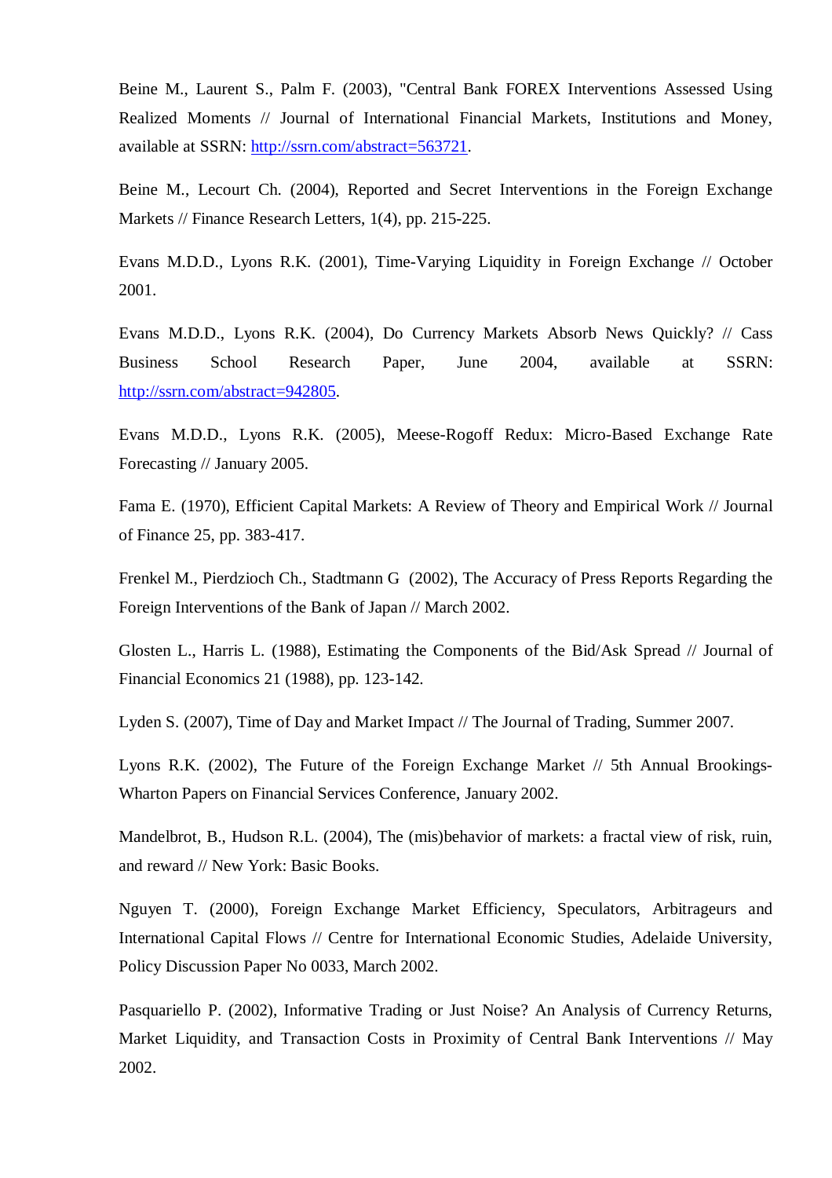Beine M., Laurent S., Palm F. (2003), "Central Bank FOREX Interventions Assessed Using Realized Moments // Journal of International Financial Markets, Institutions and Money, available at SSRN: http://ssrn.com/abstract=563721.

Beine M., Lecourt Ch. (2004), Reported and Secret Interventions in the Foreign Exchange Markets // Finance Research Letters, 1(4), pp. 215-225.

Evans M.D.D., Lyons R.K. (2001), Time-Varying Liquidity in Foreign Exchange // October 2001.

Evans M.D.D., Lyons R.K. (2004), Do Currency Markets Absorb News Quickly? // Cass Business School Research Paper, June 2004, available at SSRN: http://ssrn.com/abstract=942805.

Evans M.D.D., Lyons R.K. (2005), Meese-Rogoff Redux: Micro-Based Exchange Rate Forecasting // January 2005.

Fama E. (1970), Efficient Capital Markets: A Review of Theory and Empirical Work // Journal of Finance 25, pp. 383-417.

Frenkel M., Pierdzioch Ch., Stadtmann G (2002), The Accuracy of Press Reports Regarding the Foreign Interventions of the Bank of Japan // March 2002.

Glosten L., Harris L. (1988), Estimating the Components of the Bid/Ask Spread // Journal of Financial Economics 21 (1988), pp. 123-142.

Lyden S. (2007), Time of Day and Market Impact // The Journal of Trading, Summer 2007.

Lyons R.K. (2002), The Future of the Foreign Exchange Market // 5th Annual Brookings-Wharton Papers on Financial Services Conference, January 2002.

Mandelbrot, B., Hudson R.L. (2004), The (mis)behavior of markets: a fractal view of risk, ruin, and reward // New York: Basic Books.

Nguyen T. (2000), Foreign Exchange Market Efficiency, Speculators, Arbitrageurs and International Capital Flows // Centre for International Economic Studies, Adelaide University, Policy Discussion Paper No 0033, March 2002.

Pasquariello P. (2002), Informative Trading or Just Noise? An Analysis of Currency Returns, Market Liquidity, and Transaction Costs in Proximity of Central Bank Interventions // May 2002.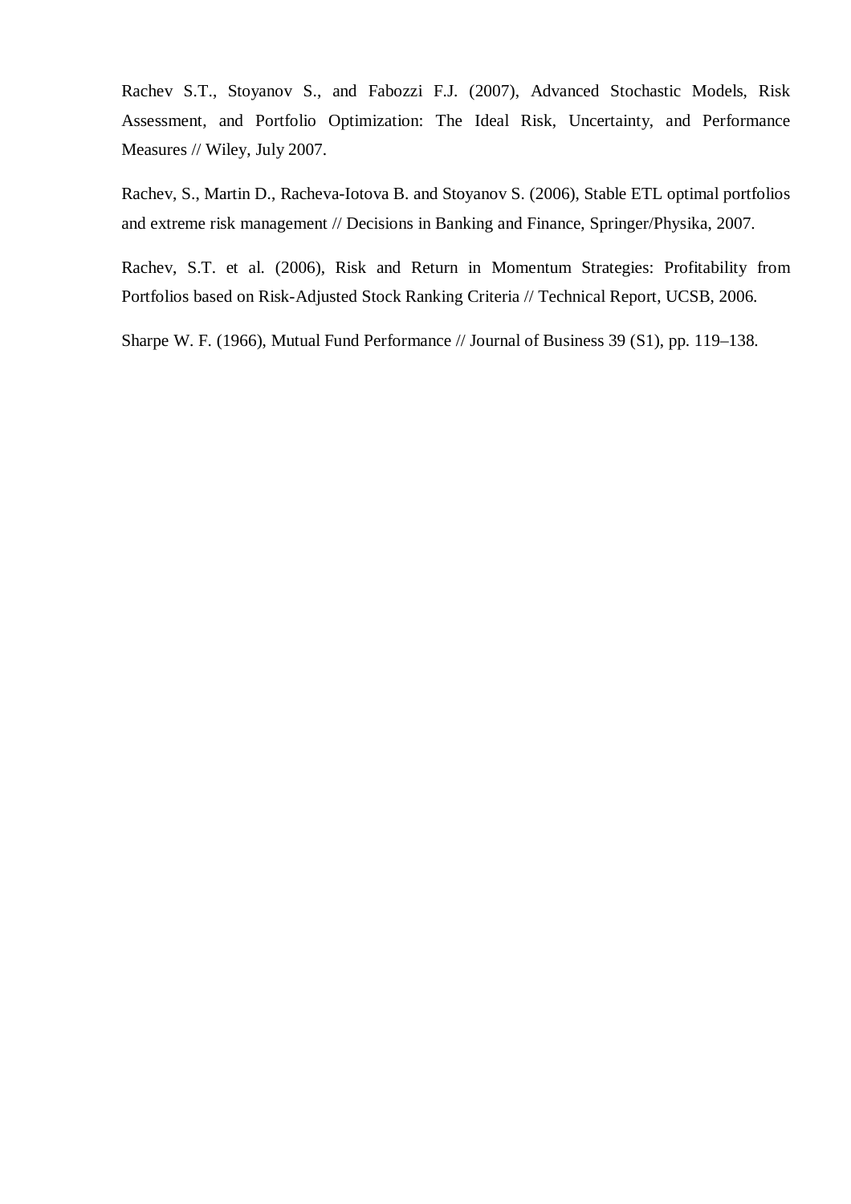Rachev S.T., Stoyanov S., and Fabozzi F.J. (2007), Advanced Stochastic Models, Risk Assessment, and Portfolio Optimization: The Ideal Risk, Uncertainty, and Performance Measures // Wiley, July 2007.

Rachev, S., Martin D., Racheva-Iotova B. and Stoyanov S. (2006), Stable ETL optimal portfolios and extreme risk management // Decisions in Banking and Finance, Springer/Physika, 2007.

Rachev, S.T. et al. (2006), Risk and Return in Momentum Strategies: Profitability from Portfolios based on Risk-Adjusted Stock Ranking Criteria // Technical Report, UCSB, 2006.

Sharpe W. F. (1966), Mutual Fund Performance // Journal of Business 39 (S1), pp. 119–138.